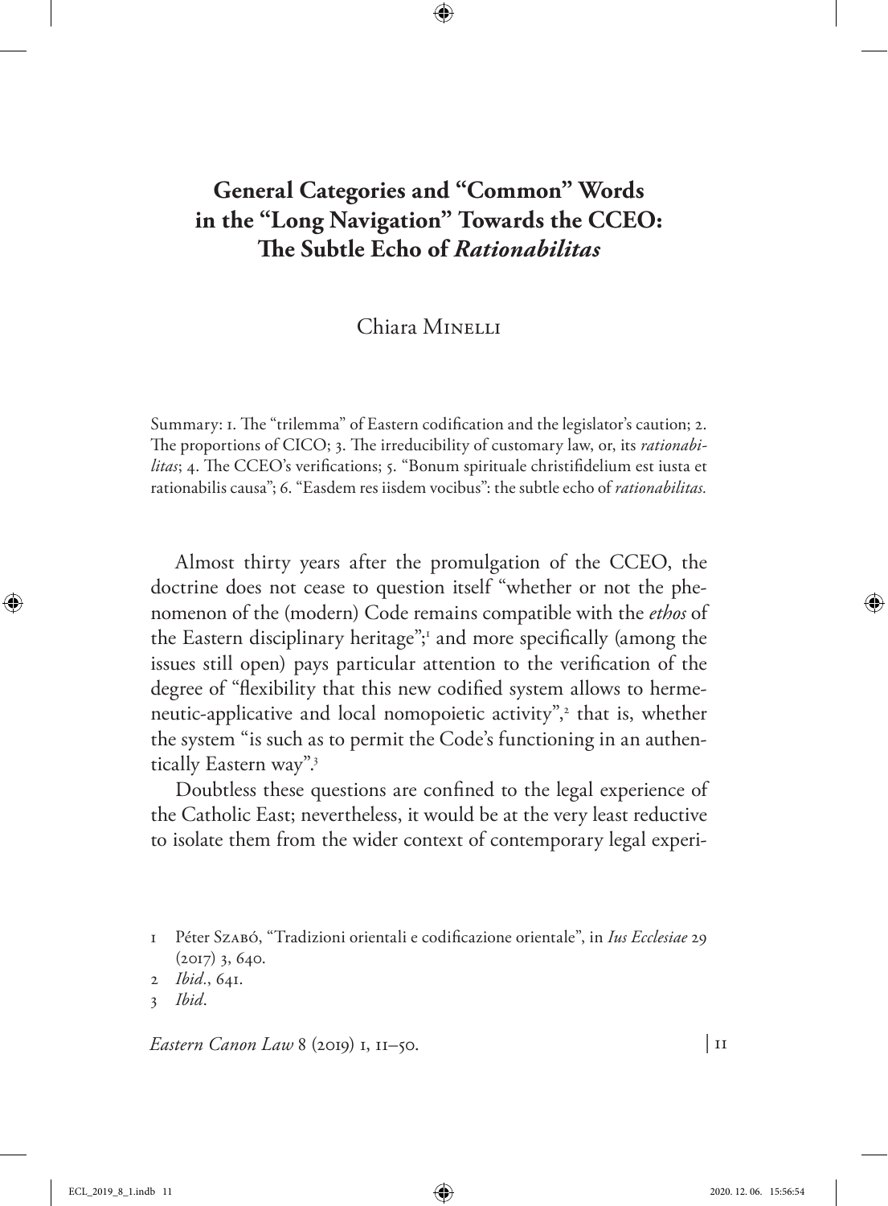# General Categories and "Common" Words in the "Long Navigation" Towards the CCEO: The Subtle Echo of *Rationabilitas*

Chiara Minelli

Summary: 1. The "trilemma" of Eastern codification and the legislator's caution; 2. The proportions of CICO; 3. The irreducibility of customary law, or, its *rationabilitas*; 4. The CCEO's verifications; 5. "Bonum spirituale christifidelium est iusta et rationabilis causa"; 6. "Easdem res iisdem vocibus": the subtle echo of *rationabilitas*.

Almost thirty years after the promulgation of the CCEO, the doctrine does not cease to question itself "whether or not the phenomenon of the (modern) Code remains compatible with the *ethos* of the Eastern disciplinary heritage";[1] and more specifically (among the issues still open) pays particular attention to the verification of the degree of "flexibility that this new codified system allows to hermeneutic-applicative and local nomopoietic activity",[2] that is, whether the system "is such as to permit the Code's functioning in an authentically Eastern way".[3]

Doubtless these questions are confined to the legal experience of the Catholic East; nevertheless, it would be at the very least reductive to isolate them from the wider context of contemporary legal experi-

1 Péter Szabó, "Tradizioni orientali e codificazione orientale", in *Ius Ecclesiae* 29 (2017) 3, 640.

2 *Ibid*., 641.

3 *Ibid*.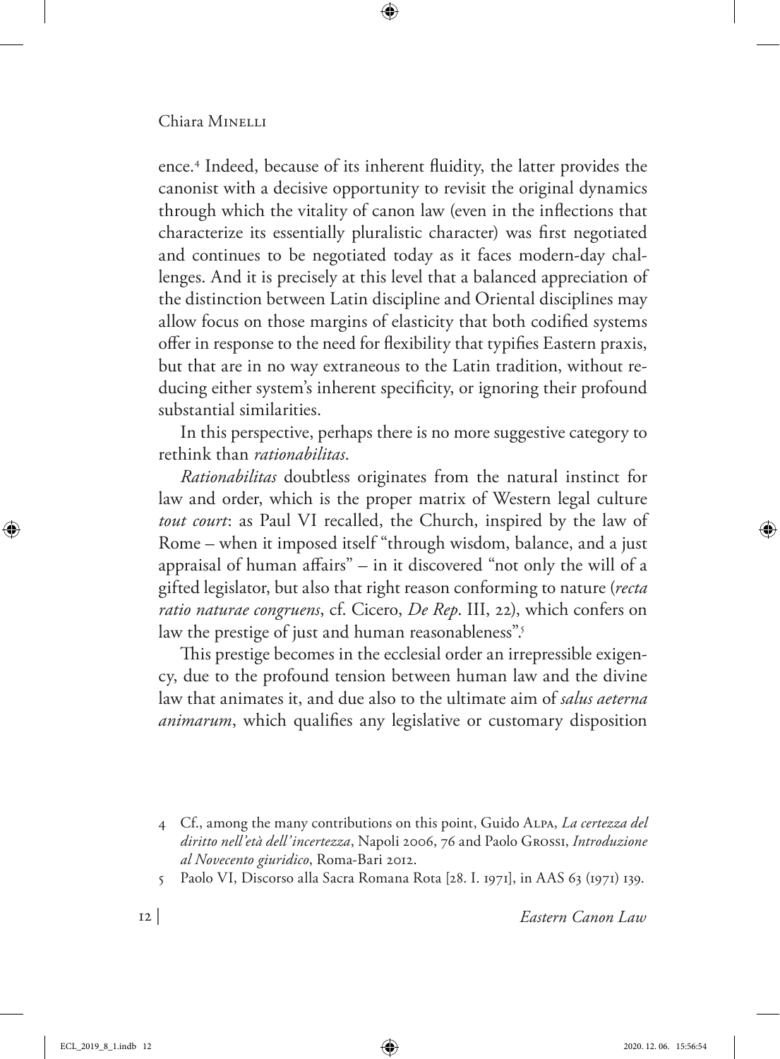ence.[4] Indeed, because of its inherent fluidity, the latter provides the canonist with a decisive opportunity to revisit the original dynamics through which the vitality of canon law (even in the inflections that characterize its essentially pluralistic character) was first negotiated and continues to be negotiated today as it faces modern-day challenges. And it is precisely at this level that a balanced appreciation of the distinction between Latin discipline and Oriental disciplines may allow focus on those margins of elasticity that both codified systems offer in response to the need for flexibility that typifies Eastern praxis, but that are in no way extraneous to the Latin tradition, without reducing either system's inherent specificity, or ignoring their profound substantial similarities.

In this perspective, perhaps there is no more suggestive category to rethink than *rationabilitas*.

*Rationabilitas* doubtless originates from the natural instinct for law and order, which is the proper matrix of Western legal culture *tout court*: as Paul VI recalled, the Church, inspired by the law of Rome – when it imposed itself "through wisdom, balance, and a just appraisal of human affairs" – in it discovered "not only the will of a gifted legislator, but also that right reason conforming to nature (*recta ratio naturae congruens*, cf. Cicero, *De Rep*. III, 22), which confers on law the prestige of just and human reasonableness".[5]

This prestige becomes in the ecclesial order an irrepressible exigency, due to the profound tension between human law and the divine law that animates it, and due also to the ultimate aim of *salus aeterna animarum*, which qualifies any legislative or customary disposition

4 Cf., among the many contributions on this point, Guido Alpa, *La certezza del diritto nell'età dell'incertezza*, Napoli 2006, 76 and Paolo Grossi, *Introduzione al Novecento giuridico*, Roma-Bari 2012.

5 Paolo VI, Discorso alla Sacra Romana Rota [28. I. 1971], in AAS 63 (1971) 139.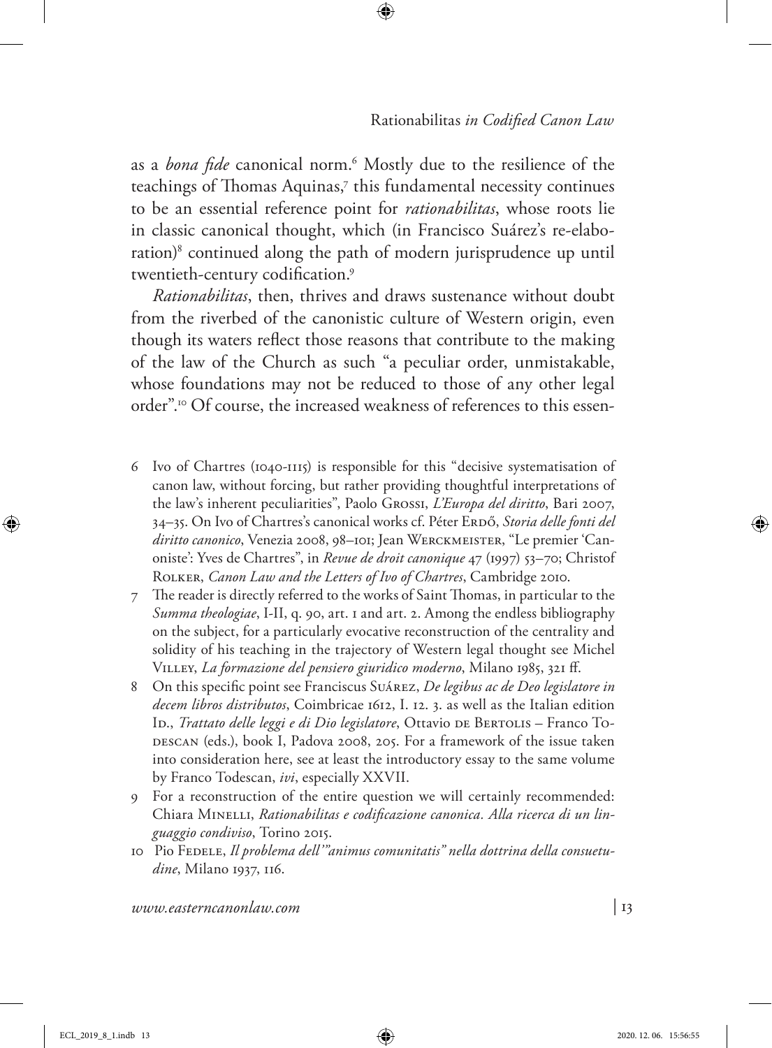as a *bona fide* canonical norm.[6] Mostly due to the resilience of the teachings of Thomas Aquinas,[7] this fundamental necessity continues to be an essential reference point for *rationabilitas*, whose roots lie in classic canonical thought, which (in Francisco Suárez's re-elaboration)[8] continued along the path of modern jurisprudence up until twentieth-century codification.[9]

*Rationabilitas*, then, thrives and draws sustenance without doubt from the riverbed of the canonistic culture of Western origin, even though its waters reflect those reasons that contribute to the making of the law of the Church as such "a peculiar order, unmistakable, whose foundations may not be reduced to those of any other legal order".[10] Of course, the increased weakness of references to this essen-

6 Ivo of Chartres (1040-1115) is responsible for this "decisive systematisation of canon law, without forcing, but rather providing thoughtful interpretations of the law's inherent peculiarities", Paolo Grossi, *L'Europa del diritto*, Bari 2007, 34–35. On Ivo of Chartres's canonical works cf. Péter Erdő, *Storia delle fonti del diritto canonico*, Venezia 2008, 98–101; Jean Werckmeister, "Le premier 'Canoniste': Yves de Chartres", in *Revue de droit canonique* 47 (1997) 53–70; Christof Rolker, *Canon Law and the Letters of Ivo of Chartres*, Cambridge 2010.

7 The reader is directly referred to the works of Saint Thomas, in particular to the *Summa theologiae*, I-II, q. 90, art. 1 and art. 2. Among the endless bibliography on the subject, for a particularly evocative reconstruction of the centrality and solidity of his teaching in the trajectory of Western legal thought see Michel Villey, *La formazione del pensiero giuridico moderno*, Milano 1985, 321 ff.

8 On this specific point see Franciscus Suárez, *De legibus ac de Deo legislatore in decem libros distributos*, Coimbricae 1612, I. 12. 3. as well as the Italian edition Id., *Trattato delle leggi e di Dio legislatore*, Ottavio de Bertolis – Franco Todescan (eds.), book I, Padova 2008, 205. For a framework of the issue taken into consideration here, see at least the introductory essay to the same volume by Franco Todescan, *ivi*, especially XXVII.

9 For a reconstruction of the entire question we will certainly recommended: Chiara Minelli, *Rationabilitas e codificazione canonica. Alla ricerca di un linguaggio condiviso*, Torino 2015.

10 Pio Fedele, *Il problema dell'"animus comunitatis" nella dottrina della consuetudine*, Milano 1937, 116.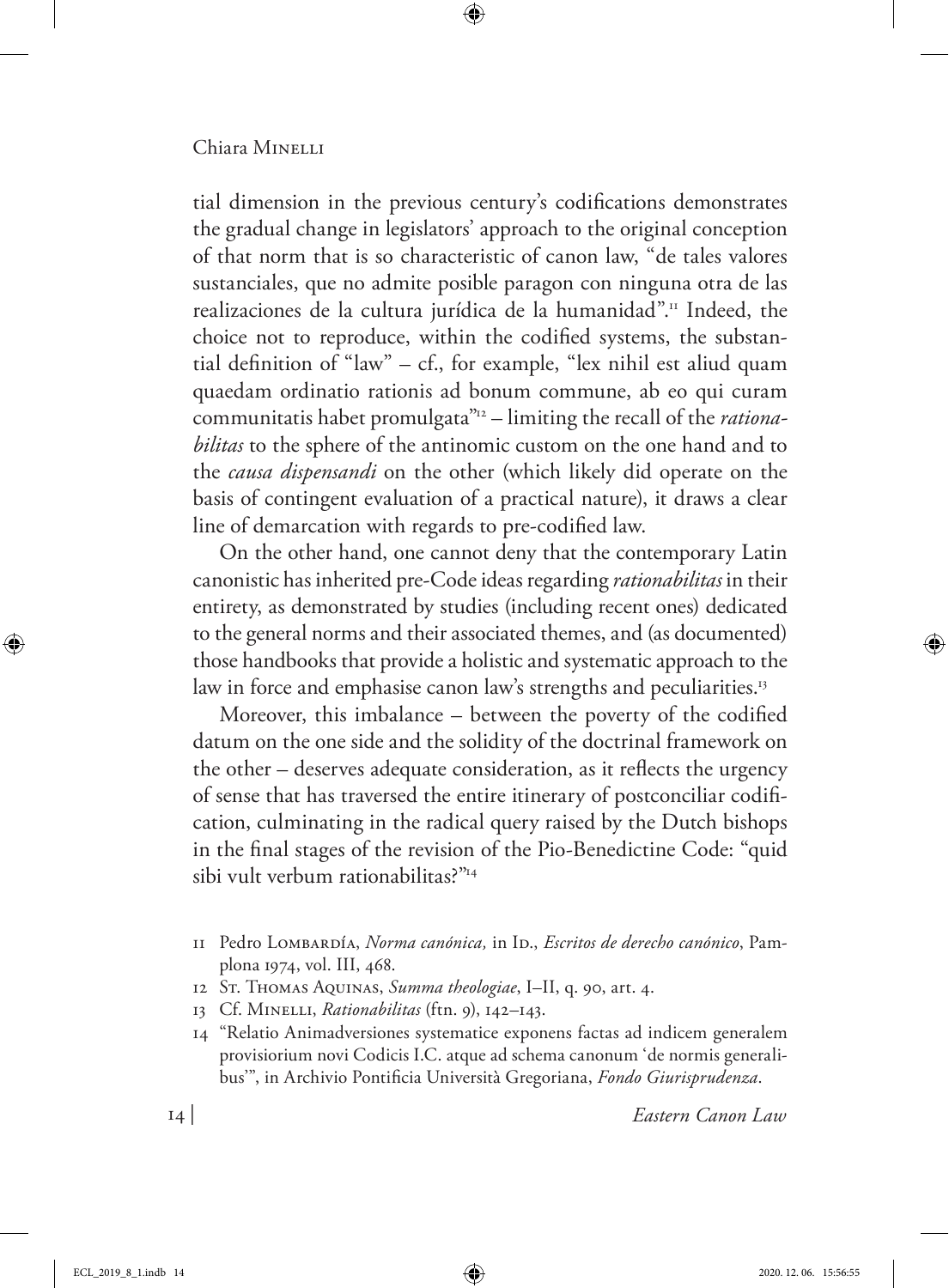tial dimension in the previous century's codifications demonstrates the gradual change in legislators' approach to the original conception of that norm that is so characteristic of canon law, "de tales valores sustanciales, que no admite posible paragon con ninguna otra de las realizaciones de la cultura jurídica de la humanidad".[11] Indeed, the choice not to reproduce, within the codified systems, the substantial definition of "law" – cf., for example, "lex nihil est aliud quam quaedam ordinatio rationis ad bonum commune, ab eo qui curam communitatis habet promulgata"[12] – limiting the recall of the *rationabilitas* to the sphere of the antinomic custom on the one hand and to the *causa dispensandi* on the other (which likely did operate on the basis of contingent evaluation of a practical nature), it draws a clear line of demarcation with regards to pre-codified law.

On the other hand, one cannot deny that the contemporary Latin canonistic has inherited pre-Code ideas regarding *rationabilitas* in their entirety, as demonstrated by studies (including recent ones) dedicated to the general norms and their associated themes, and (as documented) those handbooks that provide a holistic and systematic approach to the law in force and emphasise canon law's strengths and peculiarities.[13]

Moreover, this imbalance – between the poverty of the codified datum on the one side and the solidity of the doctrinal framework on the other – deserves adequate consideration, as it reflects the urgency of sense that has traversed the entire itinerary of postconciliar codification, culminating in the radical query raised by the Dutch bishops in the final stages of the revision of the Pio-Benedictine Code: "quid sibi vult verbum rationabilitas?"[14]

11 Pedro Lombardía, *Norma canónica,* in Id., *Escritos de derecho canónico*, Pamplona 1974, vol. III, 468.

12 St. Thomas Aquinas, *Summa theologiae*, I–II, q. 90, art. 4.

13 Cf. Minelli, *Rationabilitas* (ftn. 9), 142–143.

14 "Relatio Animadversiones systematice exponens factas ad indicem generalem provisiorium novi Codicis I.C. atque ad schema canonum 'de normis generalibus'", in Archivio Pontificia Università Gregoriana, *Fondo Giurisprudenza*.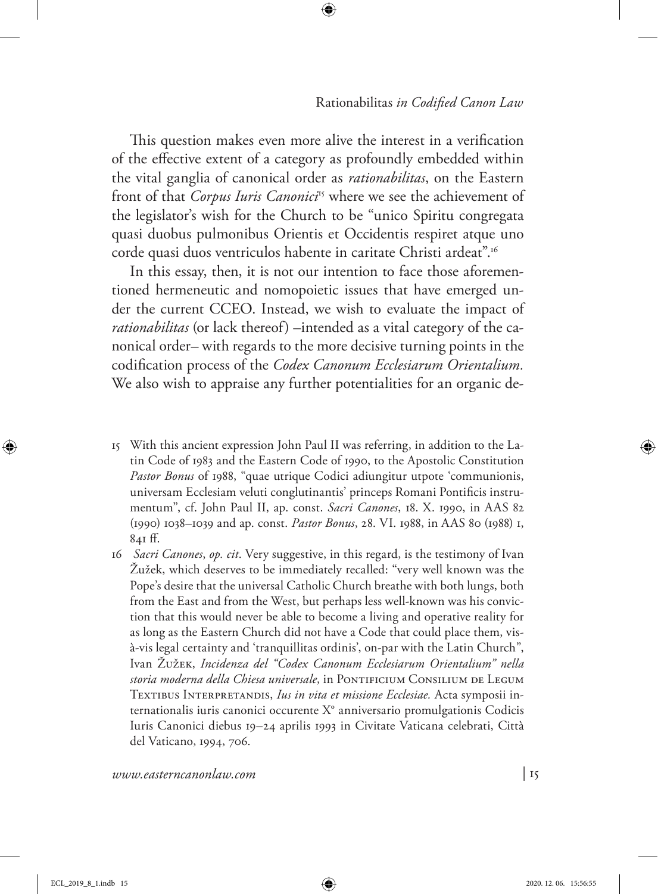This question makes even more alive the interest in a verification of the effective extent of a category as profoundly embedded within the vital ganglia of canonical order as *rationabilitas*, on the Eastern front of that *Corpus Iuris Canonici*[15] where we see the achievement of the legislator's wish for the Church to be "unico Spiritu congregata quasi duobus pulmonibus Orientis et Occidentis respiret atque uno corde quasi duos ventriculos habente in caritate Christi ardeat".[16]

In this essay, then, it is not our intention to face those aforementioned hermeneutic and nomopoietic issues that have emerged under the current CCEO. Instead, we wish to evaluate the impact of *rationabilitas* (or lack thereof) –intended as a vital category of the canonical order– with regards to the more decisive turning points in the codification process of the *Codex Canonum Ecclesiarum Orientalium*. We also wish to appraise any further potentialities for an organic de-

15 With this ancient expression John Paul II was referring, in addition to the Latin Code of 1983 and the Eastern Code of 1990, to the Apostolic Constitution *Pastor Bonus* of 1988, "quae utrique Codici adiungitur utpote 'communionis, universam Ecclesiam veluti conglutinantis' princeps Romani Pontificis instrumentum", cf. John Paul II, ap. const. *Sacri Canones*, 18. X. 1990, in AAS 82 (1990) 1038–1039 and ap. const. *Pastor Bonus*, 28. VI. 1988, in AAS 80 (1988) 1, 841 ff.

16 *Sacri Canones*, *op. cit*. Very suggestive, in this regard, is the testimony of Ivan Žužek, which deserves to be immediately recalled: "very well known was the Pope's desire that the universal Catholic Church breathe with both lungs, both from the East and from the West, but perhaps less well-known was his conviction that this would never be able to become a living and operative reality for as long as the Eastern Church did not have a Code that could place them, vis-à-vis legal certainty and 'tranquillitas ordinis', on-par with the Latin Church", Ivan Žužek, *Incidenza del "Codex Canonum Ecclesiarum Orientalium" nella storia moderna della Chiesa universale*, in Pontificium Consilium de Legum Textibus Interpretandis, *Ius in vita et missione Ecclesiae.* Acta symposii internationalis iuris canonici occurente X° anniversario promulgationis Codicis Iuris Canonici diebus 19–24 aprilis 1993 in Civitate Vaticana celebrati, Città del Vaticano, 1994, 706.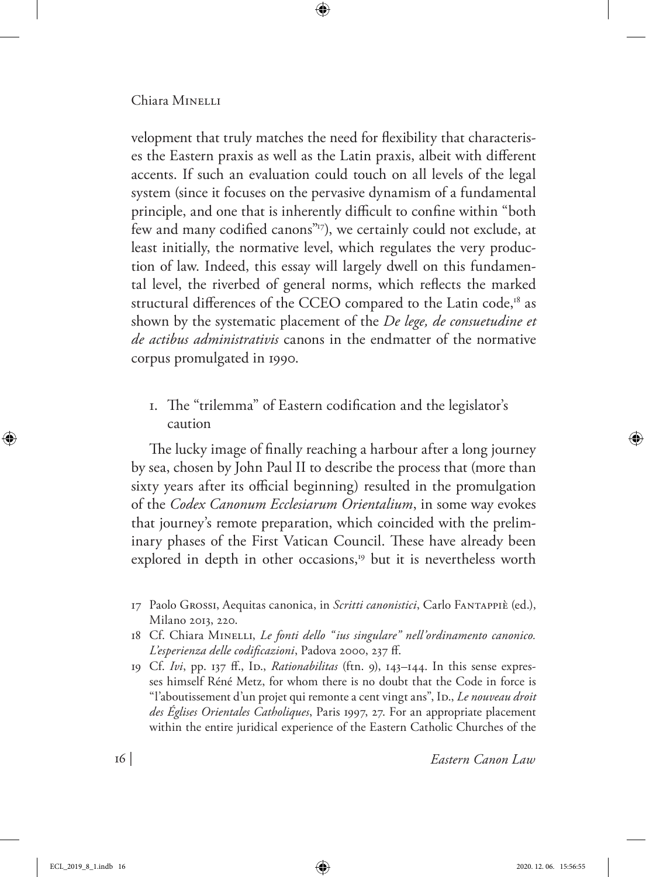velopment that truly matches the need for flexibility that characterises the Eastern praxis as well as the Latin praxis, albeit with different accents. If such an evaluation could touch on all levels of the legal system (since it focuses on the pervasive dynamism of a fundamental principle, and one that is inherently difficult to confine within "both few and many codified canons"[17]), we certainly could not exclude, at least initially, the normative level, which regulates the very production of law. Indeed, this essay will largely dwell on this fundamental level, the riverbed of general norms, which reflects the marked structural differences of the CCEO compared to the Latin code,[18] as shown by the systematic placement of the *De lege, de consuetudine et de actibus administrativis* canons in the endmatter of the normative corpus promulgated in 1990.

## 1. The "trilemma" of Eastern codification and the legislator's caution

The lucky image of finally reaching a harbour after a long journey by sea, chosen by John Paul II to describe the process that (more than sixty years after its official beginning) resulted in the promulgation of the *Codex Canonum Ecclesiarum Orientalium*, in some way evokes that journey's remote preparation, which coincided with the preliminary phases of the First Vatican Council. These have already been explored in depth in other occasions,[19] but it is nevertheless worth

17 Paolo Grossi, Aequitas canonica, in *Scritti canonistici*, Carlo Fantappiè (ed.), Milano 2013, 220.

18 Cf. Chiara Minelli, *Le fonti dello "ius singulare" nell'ordinamento canonico. L'esperienza delle codificazioni*, Padova 2000, 237 ff.

19 Cf. *Ivi*, pp. 137 ff., Id., *Rationabilitas* (ftn. 9), 143–144. In this sense expresses himself Réné Metz, for whom there is no doubt that the Code in force is "l'aboutissement d'un projet qui remonte a cent vingt ans", Id., *Le nouveau droit des Églises Orientales Catholiques*, Paris 1997, 27. For an appropriate placement within the entire juridical experience of the Eastern Catholic Churches of the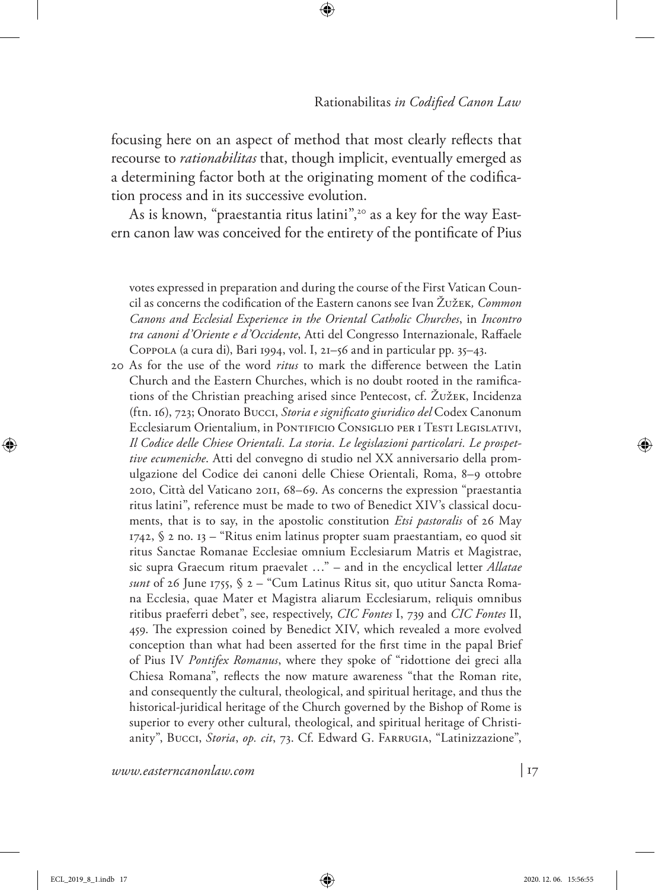focusing here on an aspect of method that most clearly reflects that recourse to *rationabilitas* that, though implicit, eventually emerged as a determining factor both at the originating moment of the codification process and in its successive evolution.

As is known, "praestantia ritus latini",[20] as a key for the way Eastern canon law was conceived for the entirety of the pontificate of Pius

votes expressed in preparation and during the course of the First Vatican Council as concerns the codification of the Eastern canons see Ivan Žužek, *Common Canons and Ecclesial Experience in the Oriental Catholic Churches*, in *Incontro tra canoni d'Oriente e d'Occidente*, Atti del Congresso Internazionale, Raffaele Coppola (a cura di), Bari 1994, vol. I, 21–56 and in particular pp. 35–43.

20 As for the use of the word *ritus* to mark the difference between the Latin Church and the Eastern Churches, which is no doubt rooted in the ramifications of the Christian preaching arised since Pentecost, cf. Žužek, Incidenza (ftn. 16), 723; Onorato Bucci, *Storia e significato giuridico del* Codex Canonum Ecclesiarum Orientalium, in Pontificio Consiglio per i Testi Legislativi, *Il Codice delle Chiese Orientali. La storia. Le legislazioni particolari. Le prospettive ecumeniche*. Atti del convegno di studio nel XX anniversario della promulgazione del Codice dei canoni delle Chiese Orientali, Roma, 8–9 ottobre 2010, Città del Vaticano 2011, 68–69. As concerns the expression "praestantia ritus latini", reference must be made to two of Benedict XIV's classical documents, that is to say, in the apostolic constitution *Etsi pastoralis* of 26 May 1742, § 2 no. 13 – "Ritus enim latinus propter suam praestantiam, eo quod sit ritus Sanctae Romanae Ecclesiae omnium Ecclesiarum Matris et Magistrae, sic supra Graecum ritum praevalet …" – and in the encyclical letter *Allatae sunt* of 26 June 1755, § 2 – "Cum Latinus Ritus sit, quo utitur Sancta Romana Ecclesia, quae Mater et Magistra aliarum Ecclesiarum, reliquis omnibus ritibus praeferri debet", see, respectively, *CIC Fontes* I, 739 and *CIC Fontes* II, 459. The expression coined by Benedict XIV, which revealed a more evolved conception than what had been asserted for the first time in the papal Brief of Pius IV *Pontifex Romanus*, where they spoke of "ridottione dei greci alla Chiesa Romana", reflects the now mature awareness "that the Roman rite, and consequently the cultural, theological, and spiritual heritage, and thus the historical-juridical heritage of the Church governed by the Bishop of Rome is superior to every other cultural, theological, and spiritual heritage of Christianity", Bucci, *Storia*, *op. cit*, 73. Cf. Edward G. Farrugia, "Latinizzazione",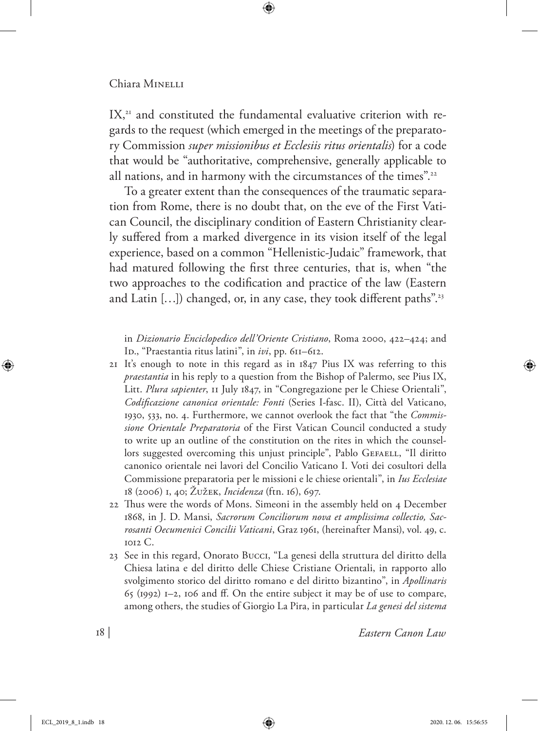IX,[21] and constituted the fundamental evaluative criterion with regards to the request (which emerged in the meetings of the preparatory Commission *super missionibus et Ecclesiis ritus orientalis*) for a code that would be "authoritative, comprehensive, generally applicable to all nations, and in harmony with the circumstances of the times".[22]

To a greater extent than the consequences of the traumatic separation from Rome, there is no doubt that, on the eve of the First Vatican Council, the disciplinary condition of Eastern Christianity clearly suffered from a marked divergence in its vision itself of the legal experience, based on a common "Hellenistic-Judaic" framework, that had matured following the first three centuries, that is, when "the two approaches to the codification and practice of the law (Eastern and Latin […]) changed, or, in any case, they took different paths".[23]

in *Dizionario Enciclopedico dell'Oriente Cristiano*, Roma 2000, 422–424; and Id., "Praestantia ritus latini", in *ivi*, pp. 611–612.

21 It's enough to note in this regard as in 1847 Pius IX was referring to this *praestantia* in his reply to a question from the Bishop of Palermo, see Pius IX, Litt. *Plura sapienter*, 11 July 1847, in "Congregazione per le Chiese Orientali", *Codificazione canonica orientale: Fonti* (Series I-fasc. II), Città del Vaticano, 1930, 533, no. 4. Furthermore, we cannot overlook the fact that "the *Commissione Orientale Preparatoria* of the First Vatican Council conducted a study to write up an outline of the constitution on the rites in which the counsellors suggested overcoming this unjust principle", Pablo Gefaell, "Il diritto canonico orientale nei lavori del Concilio Vaticano I. Voti dei cosultori della Commissione preparatoria per le missioni e le chiese orientali", in *Ius Ecclesiae* 18 (2006) 1, 40; Žužek, *Incidenza* (ftn. 16), 697.

22 Thus were the words of Mons. Simeoni in the assembly held on 4 December 1868, in J. D. Mansi, *Sacrorum Conciliorum nova et amplissima collectio, Sacrosanti Oecumenici Concilii Vaticani*, Graz 1961, (hereinafter Mansi), vol. 49, c. 1012 C.

23 See in this regard, Onorato Bucci, "La genesi della struttura del diritto della Chiesa latina e del diritto delle Chiese Cristiane Orientali, in rapporto allo svolgimento storico del diritto romano e del diritto bizantino", in *Apollinaris* 65 (1992) 1–2, 106 and ff. On the entire subject it may be of use to compare, among others, the studies of Giorgio La Pira, in particular *La genesi del sistema*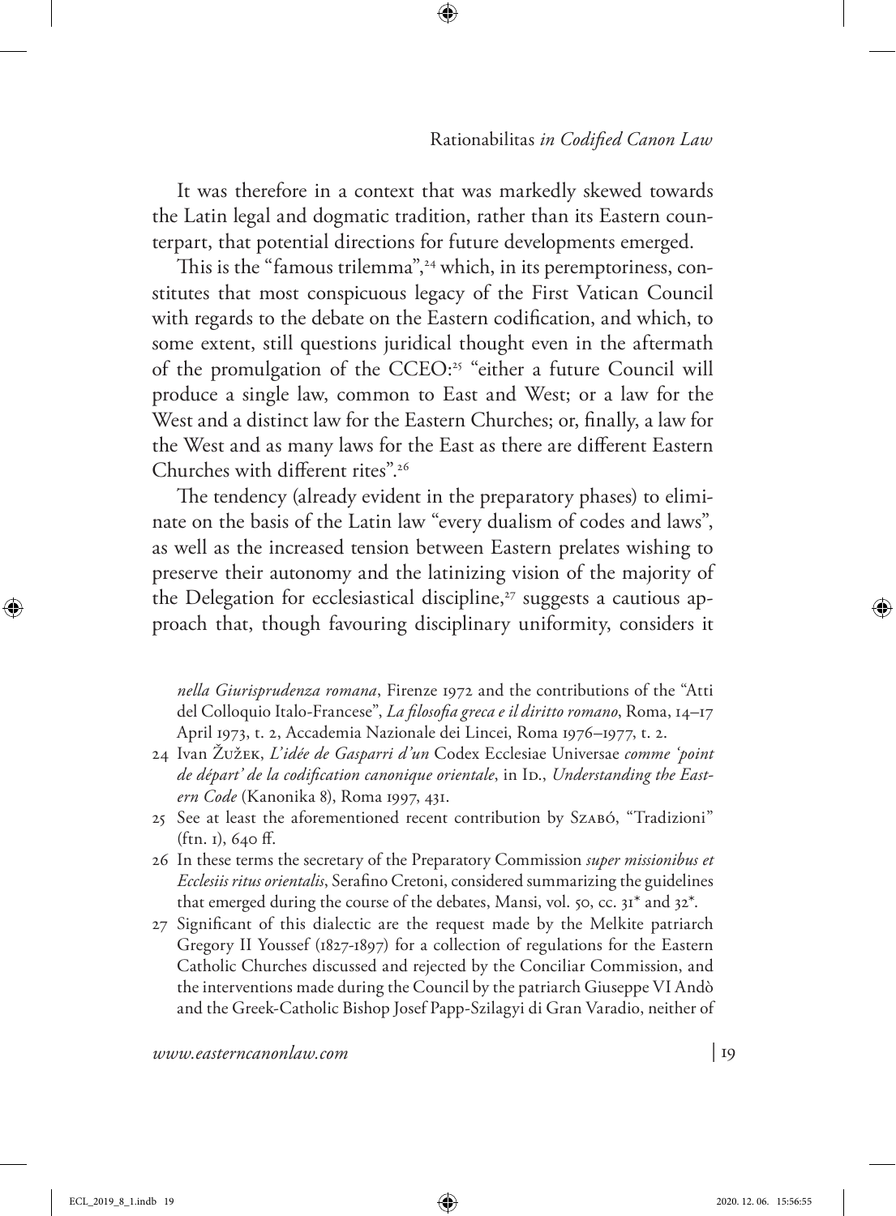It was therefore in a context that was markedly skewed towards the Latin legal and dogmatic tradition, rather than its Eastern counterpart, that potential directions for future developments emerged.

This is the "famous trilemma",[24] which, in its peremptoriness, constitutes that most conspicuous legacy of the First Vatican Council with regards to the debate on the Eastern codification, and which, to some extent, still questions juridical thought even in the aftermath of the promulgation of the CCEO:[25] "either a future Council will produce a single law, common to East and West; or a law for the West and a distinct law for the Eastern Churches; or, finally, a law for the West and as many laws for the East as there are different Eastern Churches with different rites".[26]

The tendency (already evident in the preparatory phases) to eliminate on the basis of the Latin law "every dualism of codes and laws", as well as the increased tension between Eastern prelates wishing to preserve their autonomy and the latinizing vision of the majority of the Delegation for ecclesiastical discipline,[27] suggests a cautious approach that, though favouring disciplinary uniformity, considers it

*nella Giurisprudenza romana*, Firenze 1972 and the contributions of the "Atti del Colloquio Italo-Francese", *La filosofia greca e il diritto romano*, Roma, 14–17 April 1973, t. 2, Accademia Nazionale dei Lincei, Roma 1976–1977, t. 2.

24 Ivan Žužek, *L'idée de Gasparri d'un* Codex Ecclesiae Universae *comme 'point de départ' de la codification canonique orientale*, in Id., *Understanding the Eastern Code* (Kanonika 8), Roma 1997, 431.

25 See at least the aforementioned recent contribution by Szabó, "Tradizioni" (ftn. 1), 640 ff.

26 In these terms the secretary of the Preparatory Commission *super missionibus et Ecclesiis ritus orientalis*, Serafino Cretoni, considered summarizing the guidelines that emerged during the course of the debates, Mansi, vol. 50, cc. 31* and 32*.

27 Significant of this dialectic are the request made by the Melkite patriarch Gregory II Youssef (1827-1897) for a collection of regulations for the Eastern Catholic Churches discussed and rejected by the Conciliar Commission, and the interventions made during the Council by the patriarch Giuseppe VI Andò and the Greek-Catholic Bishop Josef Papp-Szilagyi di Gran Varadio, neither of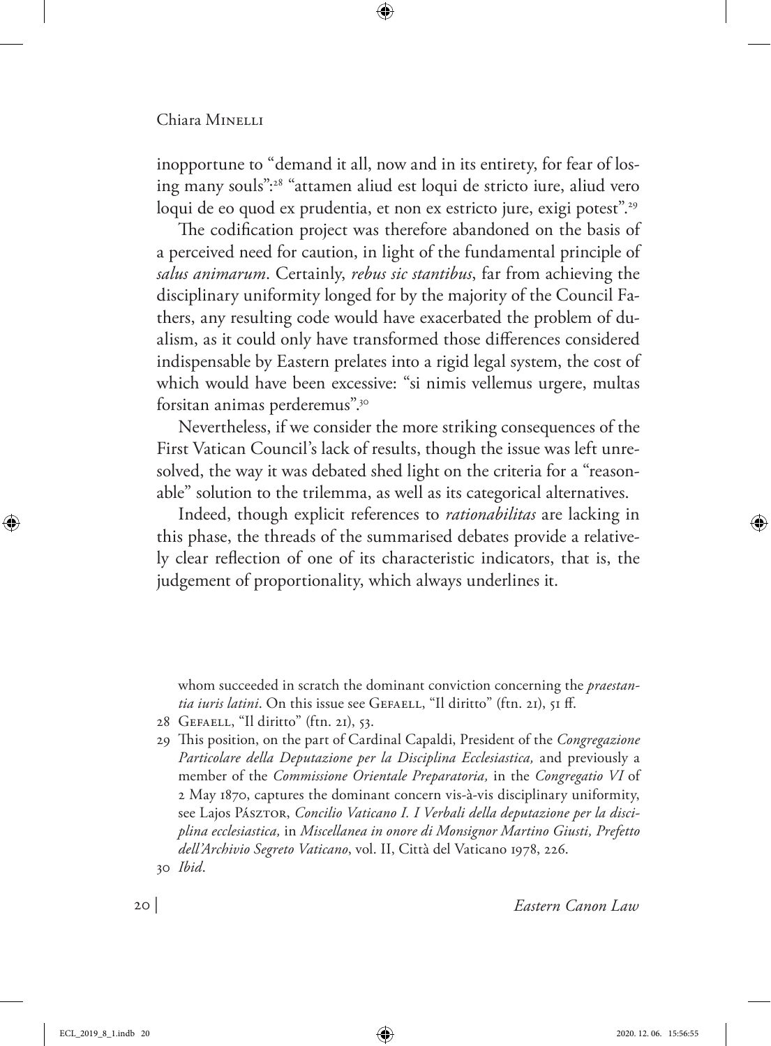inopportune to "demand it all, now and in its entirety, for fear of losing many souls":[28] "attamen aliud est loqui de stricto iure, aliud vero loqui de eo quod ex prudentia, et non ex estricto jure, exigi potest".[29]

The codification project was therefore abandoned on the basis of a perceived need for caution, in light of the fundamental principle of *salus animarum*. Certainly, *rebus sic stantibus*, far from achieving the disciplinary uniformity longed for by the majority of the Council Fathers, any resulting code would have exacerbated the problem of dualism, as it could only have transformed those differences considered indispensable by Eastern prelates into a rigid legal system, the cost of which would have been excessive: "si nimis vellemus urgere, multas forsitan animas perderemus".[30]

Nevertheless, if we consider the more striking consequences of the First Vatican Council's lack of results, though the issue was left unresolved, the way it was debated shed light on the criteria for a "reasonable" solution to the trilemma, as well as its categorical alternatives.

Indeed, though explicit references to *rationabilitas* are lacking in this phase, the threads of the summarised debates provide a relatively clear reflection of one of its characteristic indicators, that is, the judgement of proportionality, which always underlines it.

---

whom succeeded in scratch the dominant conviction concerning the *praestantia iuris latini*. On this issue see Gefaell, "Il diritto" (ftn. 21), 51 ff.

28 Gefaell, "Il diritto" (ftn. 21), 53.

29 This position, on the part of Cardinal Capaldi, President of the *Congregazione Particolare della Deputazione per la Disciplina Ecclesiastica,* and previously a member of the *Commissione Orientale Preparatoria,* in the *Congregatio VI* of 2 May 1870, captures the dominant concern vis-à-vis disciplinary uniformity, see Lajos Pásztor, *Concilio Vaticano I. I Verbali della deputazione per la disciplina ecclesiastica,* in *Miscellanea in onore di Monsignor Martino Giusti, Prefetto dell'Archivio Segreto Vaticano*, vol. II, Città del Vaticano 1978, 226.

30 *Ibid*.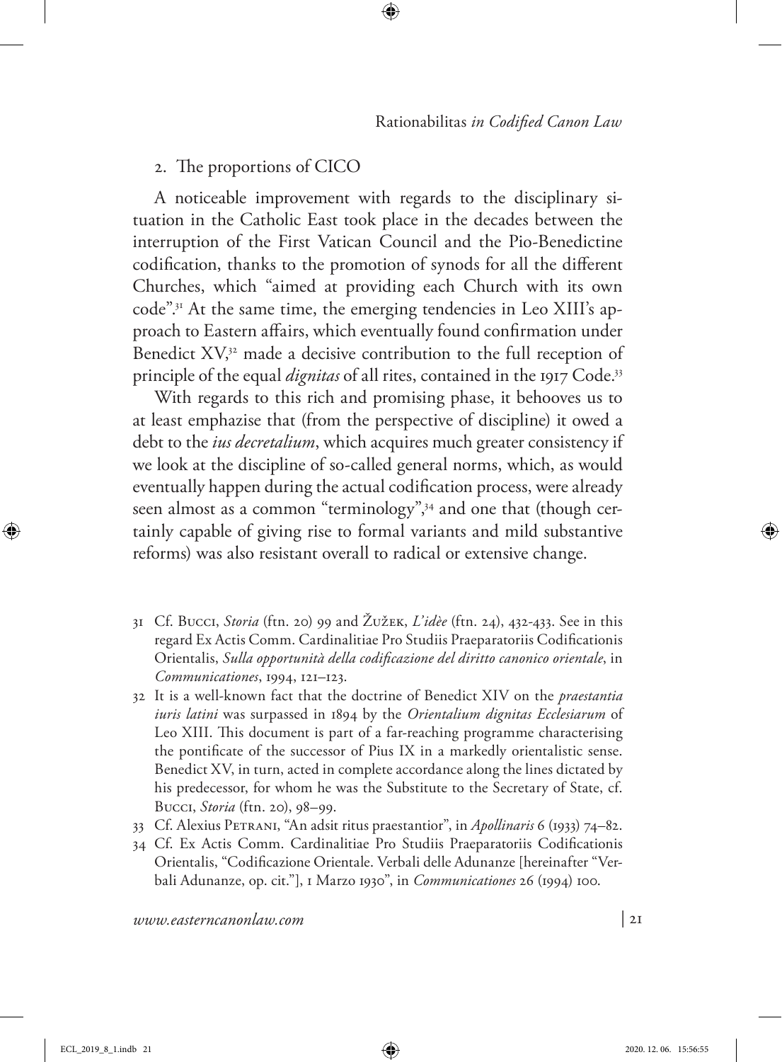## 2. The proportions of CICO

A noticeable improvement with regards to the disciplinary situation in the Catholic East took place in the decades between the interruption of the First Vatican Council and the Pio-Benedictine codification, thanks to the promotion of synods for all the different Churches, which "aimed at providing each Church with its own code".[31] At the same time, the emerging tendencies in Leo XIII's approach to Eastern affairs, which eventually found confirmation under Benedict XV,[32] made a decisive contribution to the full reception of principle of the equal *dignitas* of all rites, contained in the 1917 Code.[33]

With regards to this rich and promising phase, it behooves us to at least emphasize that (from the perspective of discipline) it owed a debt to the *ius decretalium*, which acquires much greater consistency if we look at the discipline of so-called general norms, which, as would eventually happen during the actual codification process, were already seen almost as a common "terminology",[34] and one that (though certainly capable of giving rise to formal variants and mild substantive reforms) was also resistant overall to radical or extensive change.

31 Cf. Bucci, *Storia* (ftn. 20) 99 and Žužek, *L'idèe* (ftn. 24), 432-433. See in this regard Ex Actis Comm. Cardinalitiae Pro Studiis Praeparatoriis Codificationis Orientalis, *Sulla opportunità della codificazione del diritto canonico orientale*, in *Communicationes*, 1994, 121–123.

32 It is a well-known fact that the doctrine of Benedict XIV on the *praestantia iuris latini* was surpassed in 1894 by the *Orientalium dignitas Ecclesiarum* of Leo XIII. This document is part of a far-reaching programme characterising the pontificate of the successor of Pius IX in a markedly orientalistic sense. Benedict XV, in turn, acted in complete accordance along the lines dictated by his predecessor, for whom he was the Substitute to the Secretary of State, cf. Bucci, *Storia* (ftn. 20), 98–99.

33 Cf. Alexius Petrani, "An adsit ritus praestantior", in *Apollinaris* 6 (1933) 74–82.

34 Cf. Ex Actis Comm. Cardinalitiae Pro Studiis Praeparatoriis Codificationis Orientalis, "Codificazione Orientale. Verbali delle Adunanze [hereinafter "Verbali Adunanze, op. cit."], 1 Marzo 1930", in *Communicationes* 26 (1994) 100.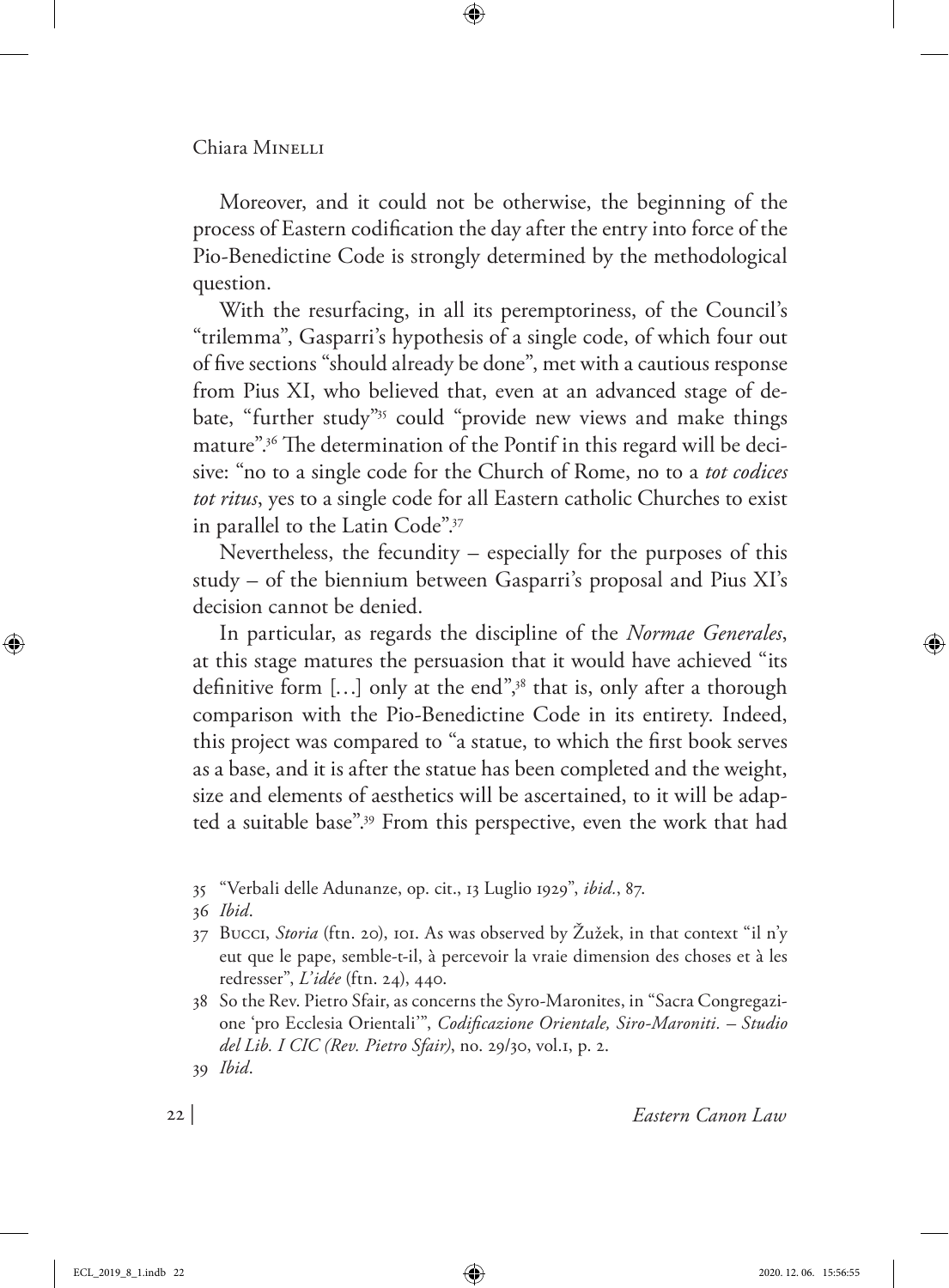Moreover, and it could not be otherwise, the beginning of the process of Eastern codification the day after the entry into force of the Pio-Benedictine Code is strongly determined by the methodological question.

With the resurfacing, in all its peremptoriness, of the Council's "trilemma", Gasparri's hypothesis of a single code, of which four out of five sections "should already be done", met with a cautious response from Pius XI, who believed that, even at an advanced stage of debate, "further study"[35] could "provide new views and make things mature".[36] The determination of the Pontif in this regard will be decisive: "no to a single code for the Church of Rome, no to a *tot codices tot ritus*, yes to a single code for all Eastern catholic Churches to exist in parallel to the Latin Code".[37]

Nevertheless, the fecundity – especially for the purposes of this study – of the biennium between Gasparri's proposal and Pius XI's decision cannot be denied.

In particular, as regards the discipline of the *Normae Generales*, at this stage matures the persuasion that it would have achieved "its definitive form […] only at the end",[38] that is, only after a thorough comparison with the Pio-Benedictine Code in its entirety. Indeed, this project was compared to "a statue, to which the first book serves as a base, and it is after the statue has been completed and the weight, size and elements of aesthetics will be ascertained, to it will be adapted a suitable base".[39] From this perspective, even the work that had

---

35 "Verbali delle Adunanze, op. cit., 13 Luglio 1929", *ibid.*, 87.

36 *Ibid*.

37 Bucci, *Storia* (ftn. 20), 101. As was observed by Žužek, in that context "il n'y eut que le pape, semble-t-il, à percevoir la vraie dimension des choses et à les redresser", *L'idée* (ftn. 24), 440.

38 So the Rev. Pietro Sfair, as concerns the Syro-Maronites, in "Sacra Congregazione 'pro Ecclesia Orientali'", *Codificazione Orientale, Siro-Maroniti. – Studio del Lib. I CIC (Rev. Pietro Sfair)*, no. 29/30, vol.1, p. 2.

39 *Ibid*.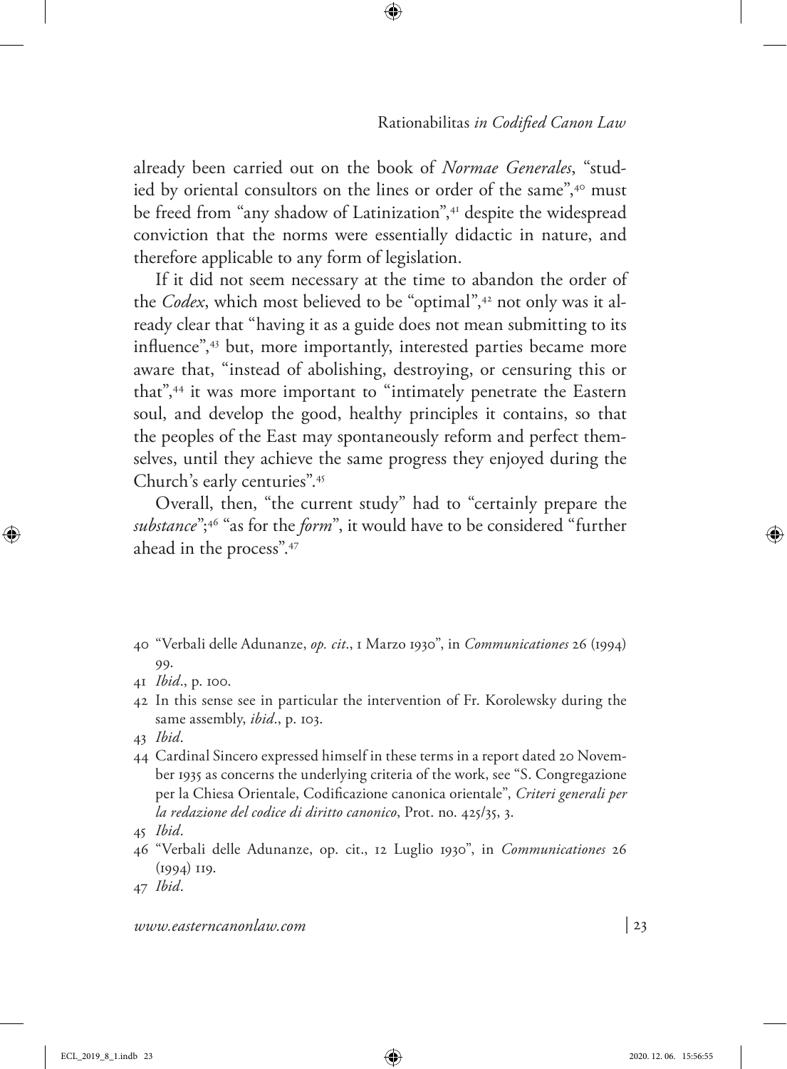already been carried out on the book of *Normae Generales*, "studied by oriental consultors on the lines or order of the same",[40] must be freed from "any shadow of Latinization",[41] despite the widespread conviction that the norms were essentially didactic in nature, and therefore applicable to any form of legislation.

If it did not seem necessary at the time to abandon the order of the *Codex*, which most believed to be "optimal",[42] not only was it already clear that "having it as a guide does not mean submitting to its influence",[43] but, more importantly, interested parties became more aware that, "instead of abolishing, destroying, or censuring this or that",[44] it was more important to "intimately penetrate the Eastern soul, and develop the good, healthy principles it contains, so that the peoples of the East may spontaneously reform and perfect themselves, until they achieve the same progress they enjoyed during the Church's early centuries".[45]

Overall, then, "the current study" had to "certainly prepare the *substance*";[46] "as for the *form*", it would have to be considered "further ahead in the process".[47]

40 "Verbali delle Adunanze, *op. cit*., 1 Marzo 1930", in *Communicationes* 26 (1994) 99.

41 *Ibid*., p. 100.

42 In this sense see in particular the intervention of Fr. Korolewsky during the same assembly, *ibid*., p. 103.

43 *Ibid*.

44 Cardinal Sincero expressed himself in these terms in a report dated 20 November 1935 as concerns the underlying criteria of the work, see "S. Congregazione per la Chiesa Orientale, Codificazione canonica orientale", *Criteri generali per la redazione del codice di diritto canonico*, Prot. no. 425/35, 3.

45 *Ibid*.

46 "Verbali delle Adunanze, op. cit., 12 Luglio 1930", in *Communicationes* 26 (1994) 119.

47 *Ibid*.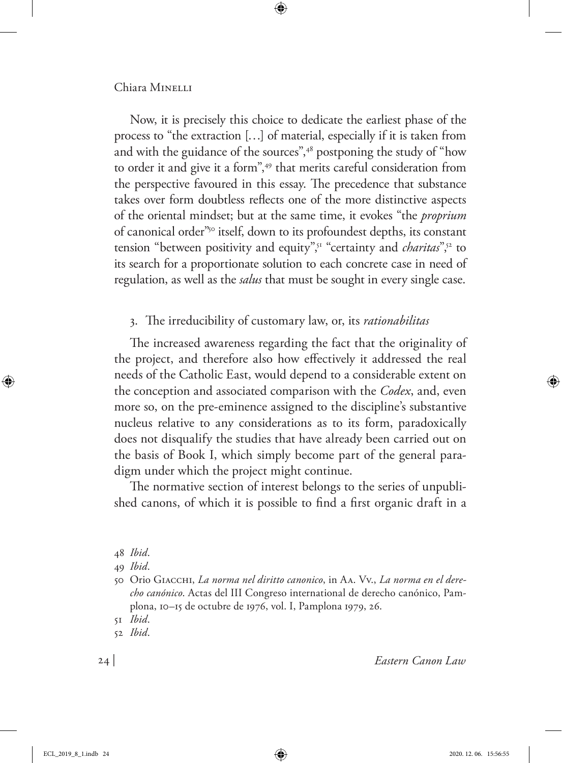Now, it is precisely this choice to dedicate the earliest phase of the process to "the extraction […] of material, especially if it is taken from and with the guidance of the sources",[48] postponing the study of "how to order it and give it a form",[49] that merits careful consideration from the perspective favoured in this essay. The precedence that substance takes over form doubtless reflects one of the more distinctive aspects of the oriental mindset; but at the same time, it evokes "the *proprium* of canonical order"[50] itself, down to its profoundest depths, its constant tension "between positivity and equity",[51] "certainty and *charitas*",[52] to its search for a proportionate solution to each concrete case in need of regulation, as well as the *salus* that must be sought in every single case.

## 3. The irreducibility of customary law, or, its *rationabilitas*

The increased awareness regarding the fact that the originality of the project, and therefore also how effectively it addressed the real needs of the Catholic East, would depend to a considerable extent on the conception and associated comparison with the *Codex*, and, even more so, on the pre-eminence assigned to the discipline's substantive nucleus relative to any considerations as to its form, paradoxically does not disqualify the studies that have already been carried out on the basis of Book I, which simply become part of the general paradigm under which the project might continue.

The normative section of interest belongs to the series of unpublished canons, of which it is possible to find a first organic draft in a

48 *Ibid*.

49 *Ibid*.

50 Orio Giacchi, *La norma nel diritto canonico*, in Aa. Vv., *La norma en el derecho canónico*. Actas del III Congreso international de derecho canónico, Pamplona, 10–15 de octubre de 1976, vol. I, Pamplona 1979, 26.

51 *Ibid*.

52 *Ibid*.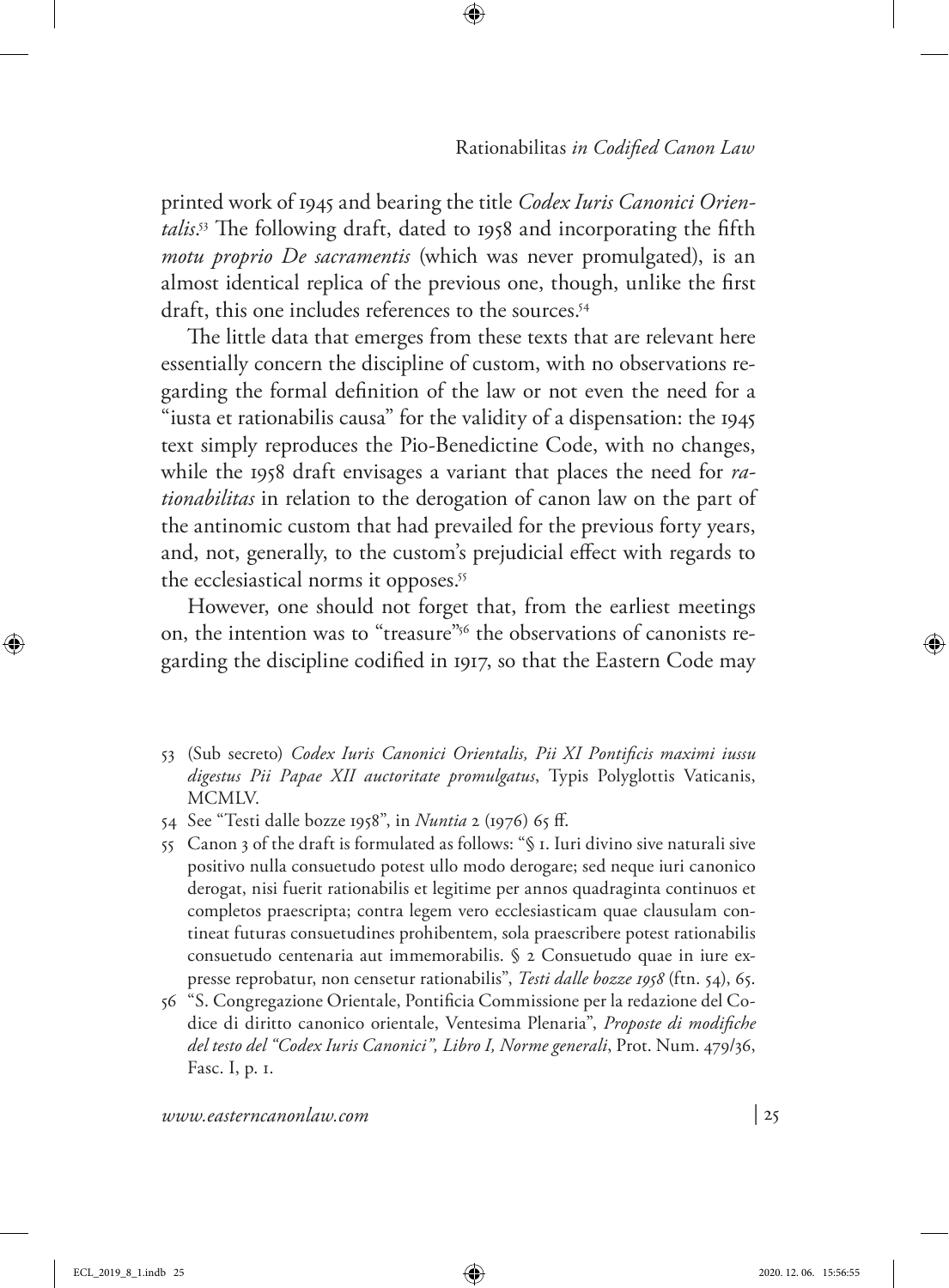printed work of 1945 and bearing the title *Codex Iuris Canonici Orientalis*.[53] The following draft, dated to 1958 and incorporating the fifth *motu proprio De sacramentis* (which was never promulgated), is an almost identical replica of the previous one, though, unlike the first draft, this one includes references to the sources.[54]

The little data that emerges from these texts that are relevant here essentially concern the discipline of custom, with no observations regarding the formal definition of the law or not even the need for a "iusta et rationabilis causa" for the validity of a dispensation: the 1945 text simply reproduces the Pio-Benedictine Code, with no changes, while the 1958 draft envisages a variant that places the need for *rationabilitas* in relation to the derogation of canon law on the part of the antinomic custom that had prevailed for the previous forty years, and, not, generally, to the custom's prejudicial effect with regards to the ecclesiastical norms it opposes.[55]

However, one should not forget that, from the earliest meetings on, the intention was to "treasure"[56] the observations of canonists regarding the discipline codified in 1917, so that the Eastern Code may

---

53 (Sub secreto) *Codex Iuris Canonici Orientalis, Pii XI Pontificis maximi iussu digestus Pii Papae XII auctoritate promulgatus*, Typis Polyglottis Vaticanis, MCMLV.

54 See "Testi dalle bozze 1958", in *Nuntia* 2 (1976) 65 ff.

55 Canon 3 of the draft is formulated as follows: "§ 1. Iuri divino sive naturali sive positivo nulla consuetudo potest ullo modo derogare; sed neque iuri canonico derogat, nisi fuerit rationabilis et legitime per annos quadraginta continuos et completos praescripta; contra legem vero ecclesiasticam quae clausulam contineat futuras consuetudines prohibentem, sola praescribere potest rationabilis consuetudo centenaria aut immemorabilis. § 2 Consuetudo quae in iure expresse reprobatur, non censetur rationabilis", *Testi dalle bozze 1958* (ftn. 54), 65.

56 "S. Congregazione Orientale, Pontificia Commissione per la redazione del Codice di diritto canonico orientale, Ventesima Plenaria", *Proposte di modifiche del testo del "Codex Iuris Canonici", Libro I, Norme generali*, Prot. Num. 479/36, Fasc. I, p. 1.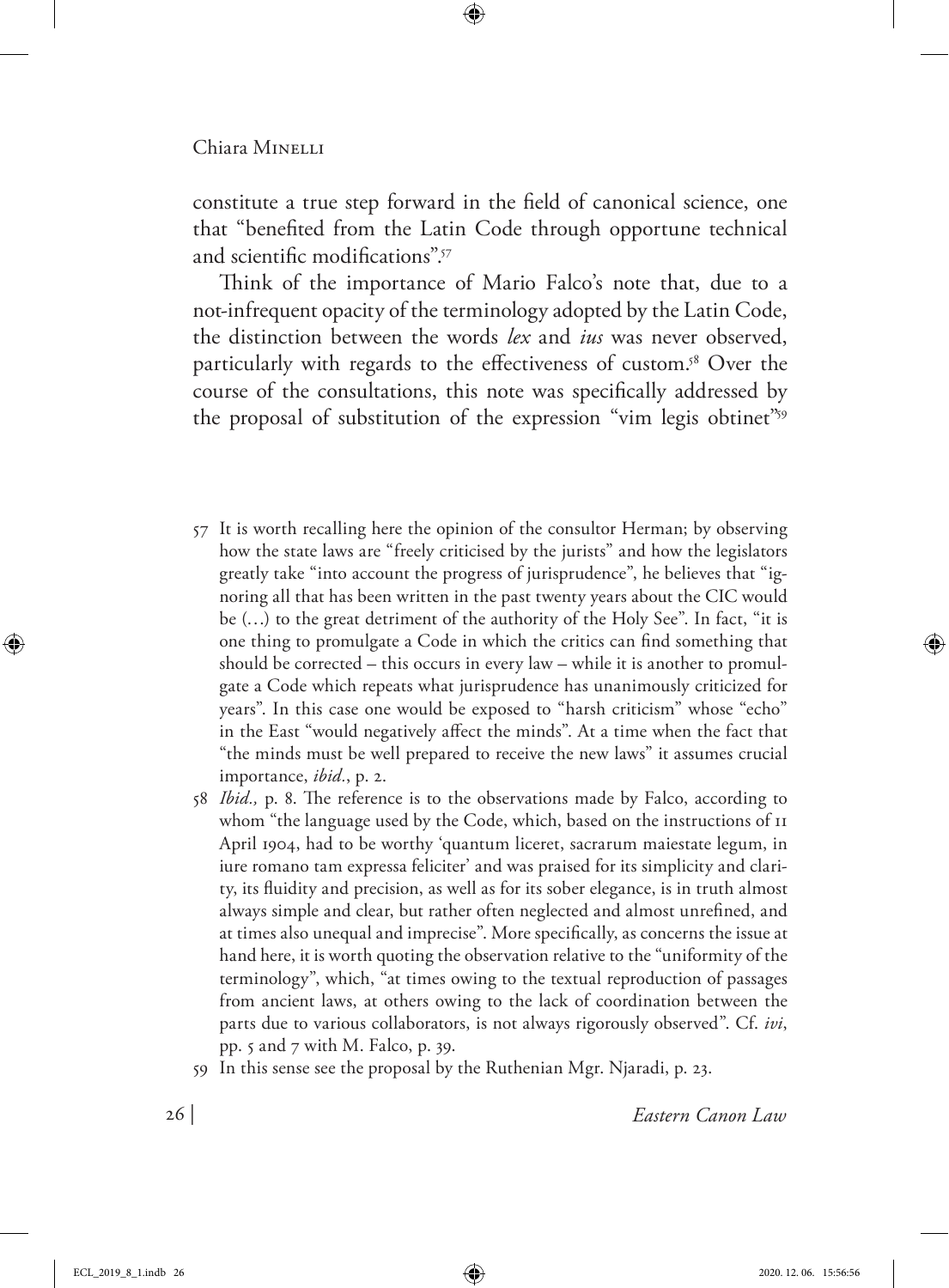constitute a true step forward in the field of canonical science, one that "benefited from the Latin Code through opportune technical and scientific modifications".[57]

Think of the importance of Mario Falco's note that, due to a not-infrequent opacity of the terminology adopted by the Latin Code, the distinction between the words *lex* and *ius* was never observed, particularly with regards to the effectiveness of custom.[58] Over the course of the consultations, this note was specifically addressed by the proposal of substitution of the expression "vim legis obtinet"[59]

---

57 It is worth recalling here the opinion of the consultor Herman; by observing how the state laws are "freely criticised by the jurists" and how the legislators greatly take "into account the progress of jurisprudence", he believes that "ignoring all that has been written in the past twenty years about the CIC would be (…) to the great detriment of the authority of the Holy See". In fact, "it is one thing to promulgate a Code in which the critics can find something that should be corrected – this occurs in every law – while it is another to promulgate a Code which repeats what jurisprudence has unanimously criticized for years". In this case one would be exposed to "harsh criticism" whose "echo" in the East "would negatively affect the minds". At a time when the fact that "the minds must be well prepared to receive the new laws" it assumes crucial importance, *ibid.*, p. 2.

58 *Ibid.,* p. 8. The reference is to the observations made by Falco, according to whom "the language used by the Code, which, based on the instructions of 11 April 1904, had to be worthy 'quantum liceret, sacrarum maiestate legum, in iure romano tam expressa feliciter' and was praised for its simplicity and clarity, its fluidity and precision, as well as for its sober elegance, is in truth almost always simple and clear, but rather often neglected and almost unrefined, and at times also unequal and imprecise". More specifically, as concerns the issue at hand here, it is worth quoting the observation relative to the "uniformity of the terminology", which, "at times owing to the textual reproduction of passages from ancient laws, at others owing to the lack of coordination between the parts due to various collaborators, is not always rigorously observed". Cf. *ivi*, pp. 5 and 7 with M. Falco, p. 39.

59 In this sense see the proposal by the Ruthenian Mgr. Njaradi, p. 23.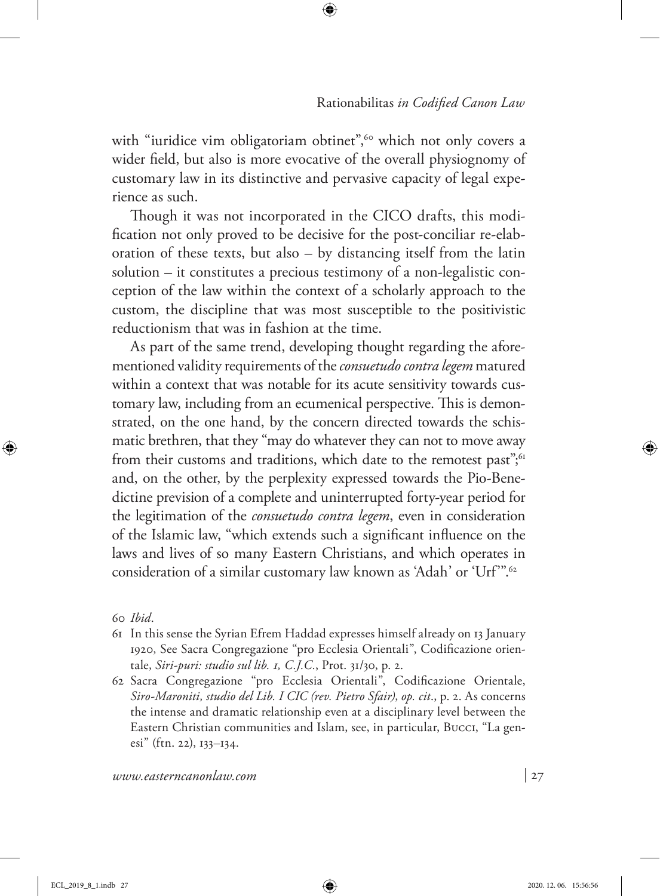with "iuridice vim obligatoriam obtinet",[60] which not only covers a wider field, but also is more evocative of the overall physiognomy of customary law in its distinctive and pervasive capacity of legal experience as such.

Though it was not incorporated in the CICO drafts, this modification not only proved to be decisive for the post-conciliar re-elaboration of these texts, but also – by distancing itself from the latin solution – it constitutes a precious testimony of a non-legalistic conception of the law within the context of a scholarly approach to the custom, the discipline that was most susceptible to the positivistic reductionism that was in fashion at the time.

As part of the same trend, developing thought regarding the aforementioned validity requirements of the *consuetudo contra legem* matured within a context that was notable for its acute sensitivity towards customary law, including from an ecumenical perspective. This is demonstrated, on the one hand, by the concern directed towards the schismatic brethren, that they "may do whatever they can not to move away from their customs and traditions, which date to the remotest past";[61] and, on the other, by the perplexity expressed towards the Pio-Benedictine prevision of a complete and uninterrupted forty-year period for the legitimation of the *consuetudo contra legem*, even in consideration of the Islamic law, "which extends such a significant influence on the laws and lives of so many Eastern Christians, and which operates in consideration of a similar customary law known as 'Adah' or 'Urf'".[62]

60 *Ibid*.

61 In this sense the Syrian Efrem Haddad expresses himself already on 13 January 1920, See Sacra Congregazione "pro Ecclesia Orientali", Codificazione orientale, *Siri-puri: studio sul lib. 1, C.J.C.*, Prot. 31/30, p. 2.

62 Sacra Congregazione "pro Ecclesia Orientali", Codificazione Orientale, *Siro-Maroniti, studio del Lib. I CIC (rev. Pietro Sfair)*, *op. cit*., p. 2. As concerns the intense and dramatic relationship even at a disciplinary level between the Eastern Christian communities and Islam, see, in particular, Bucci, "La genesi" (ftn. 22), 133–134.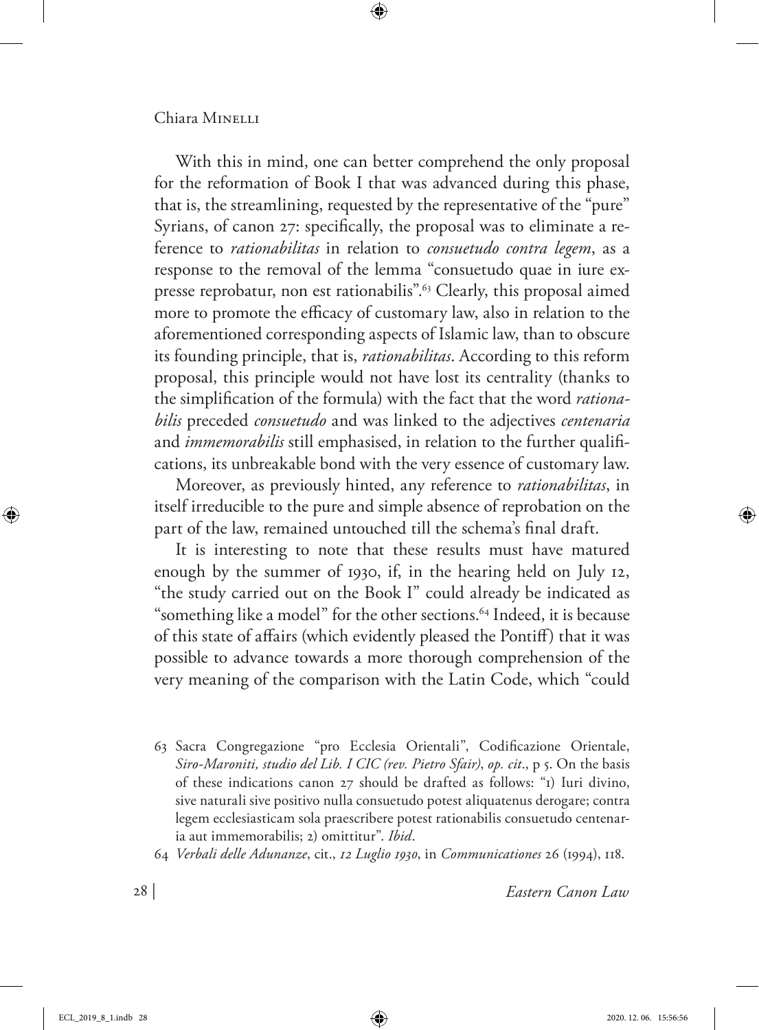With this in mind, one can better comprehend the only proposal for the reformation of Book I that was advanced during this phase, that is, the streamlining, requested by the representative of the "pure" Syrians, of canon 27: specifically, the proposal was to eliminate a reference to *rationabilitas* in relation to *consuetudo contra legem*, as a response to the removal of the lemma "consuetudo quae in iure expresse reprobatur, non est rationabilis".[63] Clearly, this proposal aimed more to promote the efficacy of customary law, also in relation to the aforementioned corresponding aspects of Islamic law, than to obscure its founding principle, that is, *rationabilitas*. According to this reform proposal, this principle would not have lost its centrality (thanks to the simplification of the formula) with the fact that the word *rationabilis* preceded *consuetudo* and was linked to the adjectives *centenaria* and *immemorabilis* still emphasised, in relation to the further qualifications, its unbreakable bond with the very essence of customary law.

Moreover, as previously hinted, any reference to *rationabilitas*, in itself irreducible to the pure and simple absence of reprobation on the part of the law, remained untouched till the schema's final draft.

It is interesting to note that these results must have matured enough by the summer of 1930, if, in the hearing held on July 12, "the study carried out on the Book I" could already be indicated as "something like a model" for the other sections.[64] Indeed, it is because of this state of affairs (which evidently pleased the Pontiff) that it was possible to advance towards a more thorough comprehension of the very meaning of the comparison with the Latin Code, which "could

63 Sacra Congregazione "pro Ecclesia Orientali", Codificazione Orientale, *Siro-Maroniti, studio del Lib. I CIC (rev. Pietro Sfair)*, *op. cit*., p 5. On the basis of these indications canon 27 should be drafted as follows: "1) Iuri divino, sive naturali sive positivo nulla consuetudo potest aliquatenus derogare; contra legem ecclesiasticam sola praescribere potest rationabilis consuetudo centenaria aut immemorabilis; 2) omittitur". *Ibid*.

64 *Verbali delle Adunanze*, cit., *12 Luglio 1930*, in *Communicationes* 26 (1994), 118.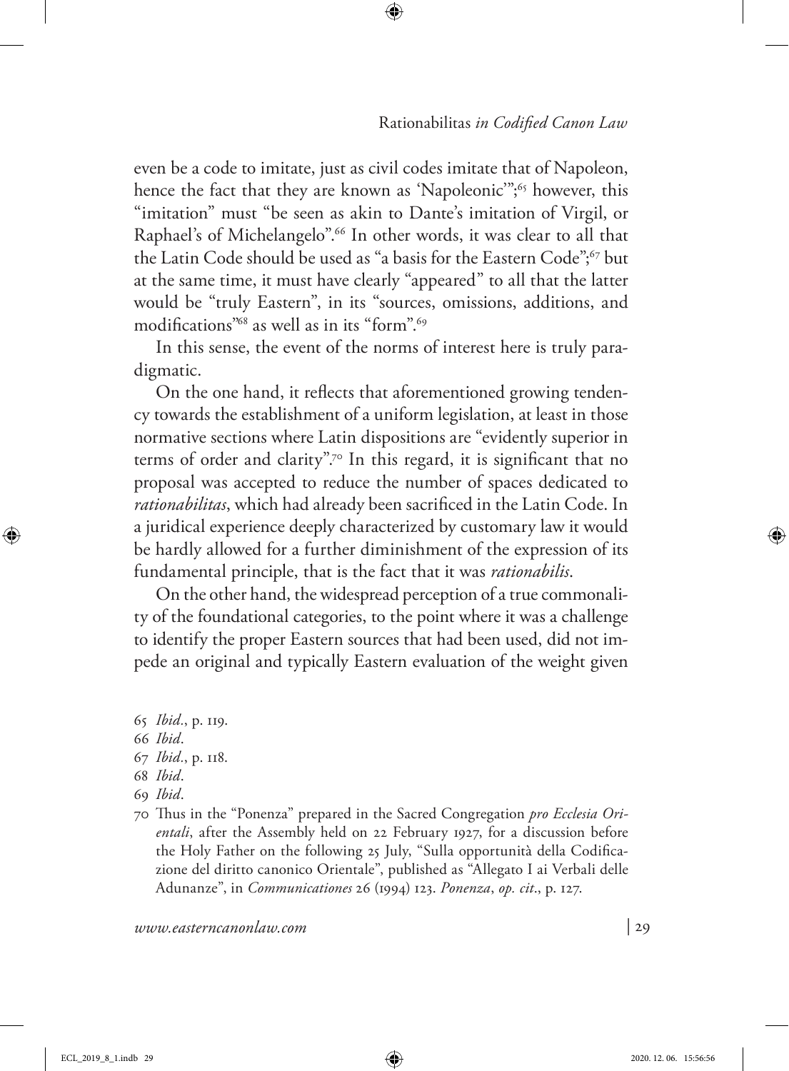even be a code to imitate, just as civil codes imitate that of Napoleon, hence the fact that they are known as 'Napoleonic'";[65] however, this "imitation" must "be seen as akin to Dante's imitation of Virgil, or Raphael's of Michelangelo".[66] In other words, it was clear to all that the Latin Code should be used as "a basis for the Eastern Code";[67] but at the same time, it must have clearly "appeared" to all that the latter would be "truly Eastern", in its "sources, omissions, additions, and modifications"[68] as well as in its "form".[69]

In this sense, the event of the norms of interest here is truly paradigmatic.

On the one hand, it reflects that aforementioned growing tendency towards the establishment of a uniform legislation, at least in those normative sections where Latin dispositions are "evidently superior in terms of order and clarity".[70] In this regard, it is significant that no proposal was accepted to reduce the number of spaces dedicated to *rationabilitas*, which had already been sacrificed in the Latin Code. In a juridical experience deeply characterized by customary law it would be hardly allowed for a further diminishment of the expression of its fundamental principle, that is the fact that it was *rationabilis*.

On the other hand, the widespread perception of a true commonality of the foundational categories, to the point where it was a challenge to identify the proper Eastern sources that had been used, did not impede an original and typically Eastern evaluation of the weight given

65 *Ibid*., p. 119.

66 *Ibid*.

67 *Ibid*., p. 118.

68 *Ibid*.

69 *Ibid*.

70 Thus in the "Ponenza" prepared in the Sacred Congregation *pro Ecclesia Orientali*, after the Assembly held on 22 February 1927, for a discussion before the Holy Father on the following 25 July, "Sulla opportunità della Codificazione del diritto canonico Orientale", published as "Allegato I ai Verbali delle Adunanze", in *Communicationes* 26 (1994) 123. *Ponenza*, *op. cit*., p. 127.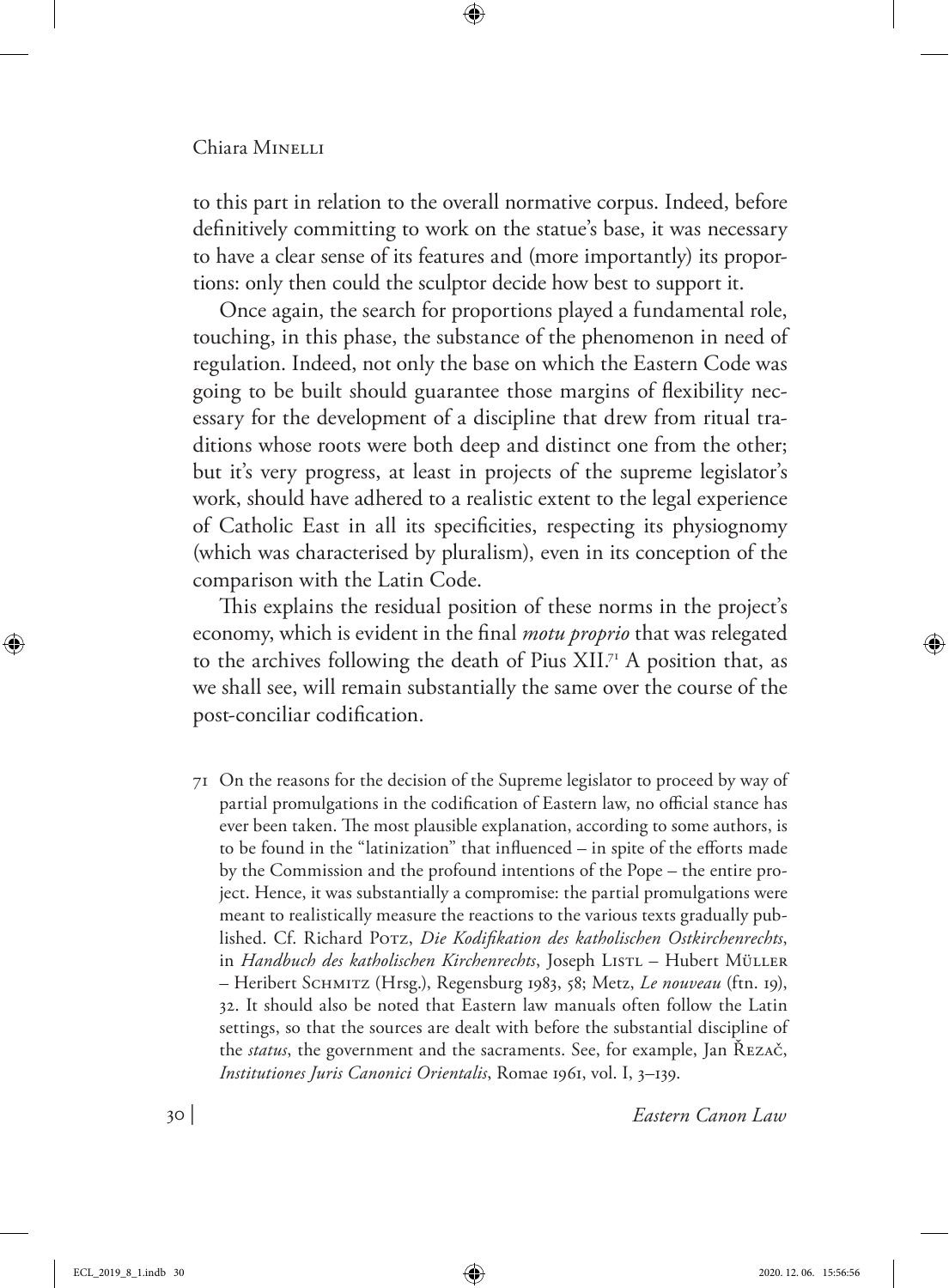to this part in relation to the overall normative corpus. Indeed, before definitively committing to work on the statue's base, it was necessary to have a clear sense of its features and (more importantly) its proportions: only then could the sculptor decide how best to support it.

Once again, the search for proportions played a fundamental role, touching, in this phase, the substance of the phenomenon in need of regulation. Indeed, not only the base on which the Eastern Code was going to be built should guarantee those margins of flexibility necessary for the development of a discipline that drew from ritual traditions whose roots were both deep and distinct one from the other; but it's very progress, at least in projects of the supreme legislator's work, should have adhered to a realistic extent to the legal experience of Catholic East in all its specificities, respecting its physiognomy (which was characterised by pluralism), even in its conception of the comparison with the Latin Code.

This explains the residual position of these norms in the project's economy, which is evident in the final *motu proprio* that was relegated to the archives following the death of Pius XII.[71] A position that, as we shall see, will remain substantially the same over the course of the post-conciliar codification.

71 On the reasons for the decision of the Supreme legislator to proceed by way of partial promulgations in the codification of Eastern law, no official stance has ever been taken. The most plausible explanation, according to some authors, is to be found in the "latinization" that influenced – in spite of the efforts made by the Commission and the profound intentions of the Pope – the entire project. Hence, it was substantially a compromise: the partial promulgations were meant to realistically measure the reactions to the various texts gradually published. Cf. Richard Potz, *Die Kodifikation des katholischen Ostkirchenrechts*, in *Handbuch des katholischen Kirchenrechts*, Joseph Listl – Hubert Müller – Heribert Schmitz (Hrsg.), Regensburg 1983, 58; Metz, *Le nouveau* (ftn. 19), 32. It should also be noted that Eastern law manuals often follow the Latin settings, so that the sources are dealt with before the substantial discipline of the *status*, the government and the sacraments. See, for example, Jan Řezač, *Institutiones Juris Canonici Orientalis*, Romae 1961, vol. I, 3–139.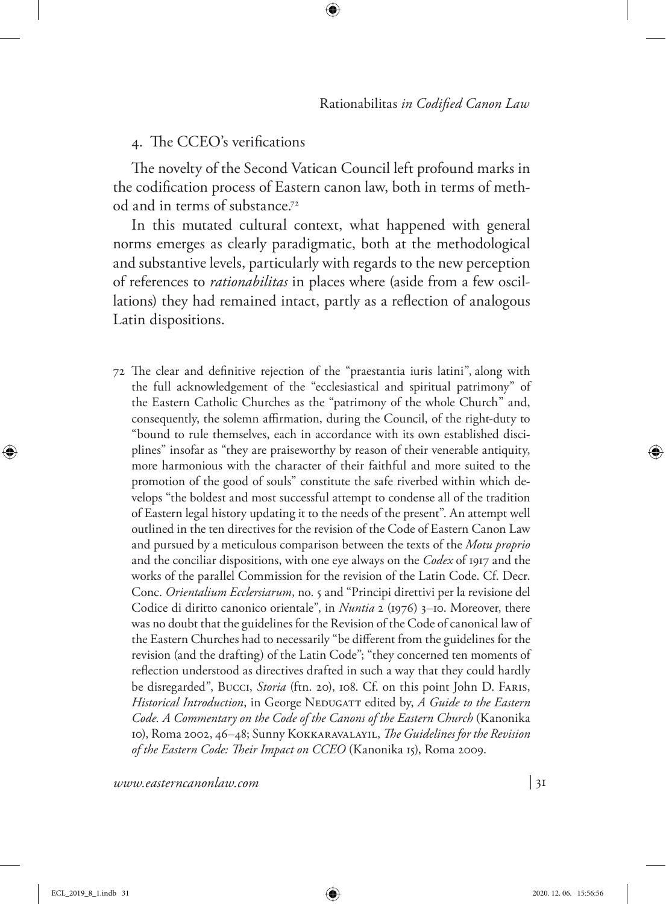## 4. The CCEO's verifications

The novelty of the Second Vatican Council left profound marks in the codification process of Eastern canon law, both in terms of method and in terms of substance.[72]

In this mutated cultural context, what happened with general norms emerges as clearly paradigmatic, both at the methodological and substantive levels, particularly with regards to the new perception of references to *rationabilitas* in places where (aside from a few oscillations) they had remained intact, partly as a reflection of analogous Latin dispositions.

72 The clear and definitive rejection of the "praestantia iuris latini", along with the full acknowledgement of the "ecclesiastical and spiritual patrimony" of the Eastern Catholic Churches as the "patrimony of the whole Church" and, consequently, the solemn affirmation, during the Council, of the right-duty to "bound to rule themselves, each in accordance with its own established disciplines" insofar as "they are praiseworthy by reason of their venerable antiquity, more harmonious with the character of their faithful and more suited to the promotion of the good of souls" constitute the safe riverbed within which develops "the boldest and most successful attempt to condense all of the tradition of Eastern legal history updating it to the needs of the present". An attempt well outlined in the ten directives for the revision of the Code of Eastern Canon Law and pursued by a meticulous comparison between the texts of the *Motu proprio* and the conciliar dispositions, with one eye always on the *Codex* of 1917 and the works of the parallel Commission for the revision of the Latin Code. Cf. Decr. Conc. *Orientalium Ecclersiarum*, no. 5 and "Principi direttivi per la revisione del Codice di diritto canonico orientale", in *Nuntia* 2 (1976) 3–10. Moreover, there was no doubt that the guidelines for the Revision of the Code of canonical law of the Eastern Churches had to necessarily "be different from the guidelines for the revision (and the drafting) of the Latin Code"; "they concerned ten moments of reflection understood as directives drafted in such a way that they could hardly be disregarded", Bucci, *Storia* (ftn. 20), 108. Cf. on this point John D. Faris, *Historical Introduction*, in George Nedugatt edited by, *A Guide to the Eastern Code. A Commentary on the Code of the Canons of the Eastern Church* (Kanonika 10), Roma 2002, 46–48; Sunny Kokkaravalayil, *The Guidelines for the Revision of the Eastern Code: Their Impact on CCEO* (Kanonika 15), Roma 2009.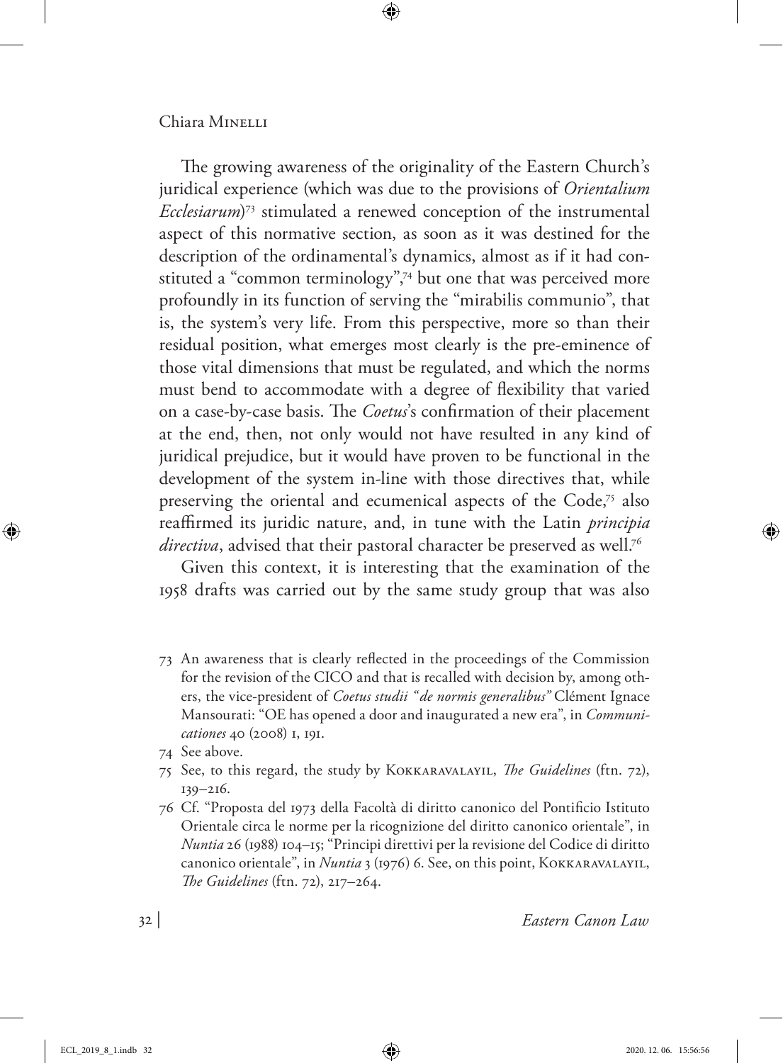The growing awareness of the originality of the Eastern Church's juridical experience (which was due to the provisions of *Orientalium Ecclesiarum*)[73] stimulated a renewed conception of the instrumental aspect of this normative section, as soon as it was destined for the description of the ordinamental's dynamics, almost as if it had constituted a "common terminology",[74] but one that was perceived more profoundly in its function of serving the "mirabilis communio", that is, the system's very life. From this perspective, more so than their residual position, what emerges most clearly is the pre-eminence of those vital dimensions that must be regulated, and which the norms must bend to accommodate with a degree of flexibility that varied on a case-by-case basis. The *Coetus*'s confirmation of their placement at the end, then, not only would not have resulted in any kind of juridical prejudice, but it would have proven to be functional in the development of the system in-line with those directives that, while preserving the oriental and ecumenical aspects of the Code,[75] also reaffirmed its juridic nature, and, in tune with the Latin *principia directiva*, advised that their pastoral character be preserved as well.[76]

Given this context, it is interesting that the examination of the 1958 drafts was carried out by the same study group that was also

73 An awareness that is clearly reflected in the proceedings of the Commission for the revision of the CICO and that is recalled with decision by, among others, the vice-president of *Coetus studii "de normis generalibus"* Clément Ignace Mansourati: "OE has opened a door and inaugurated a new era", in *Communicationes* 40 (2008) 1, 191.

74 See above.

75 See, to this regard, the study by Kokkaravalayil, *The Guidelines* (ftn. 72), 139–216.

76 Cf. "Proposta del 1973 della Facoltà di diritto canonico del Pontificio Istituto Orientale circa le norme per la ricognizione del diritto canonico orientale", in *Nuntia* 26 (1988) 104–15; "Principi direttivi per la revisione del Codice di diritto canonico orientale", in *Nuntia* 3 (1976) 6. See, on this point, Kokkaravalayil, *The Guidelines* (ftn. 72), 217–264.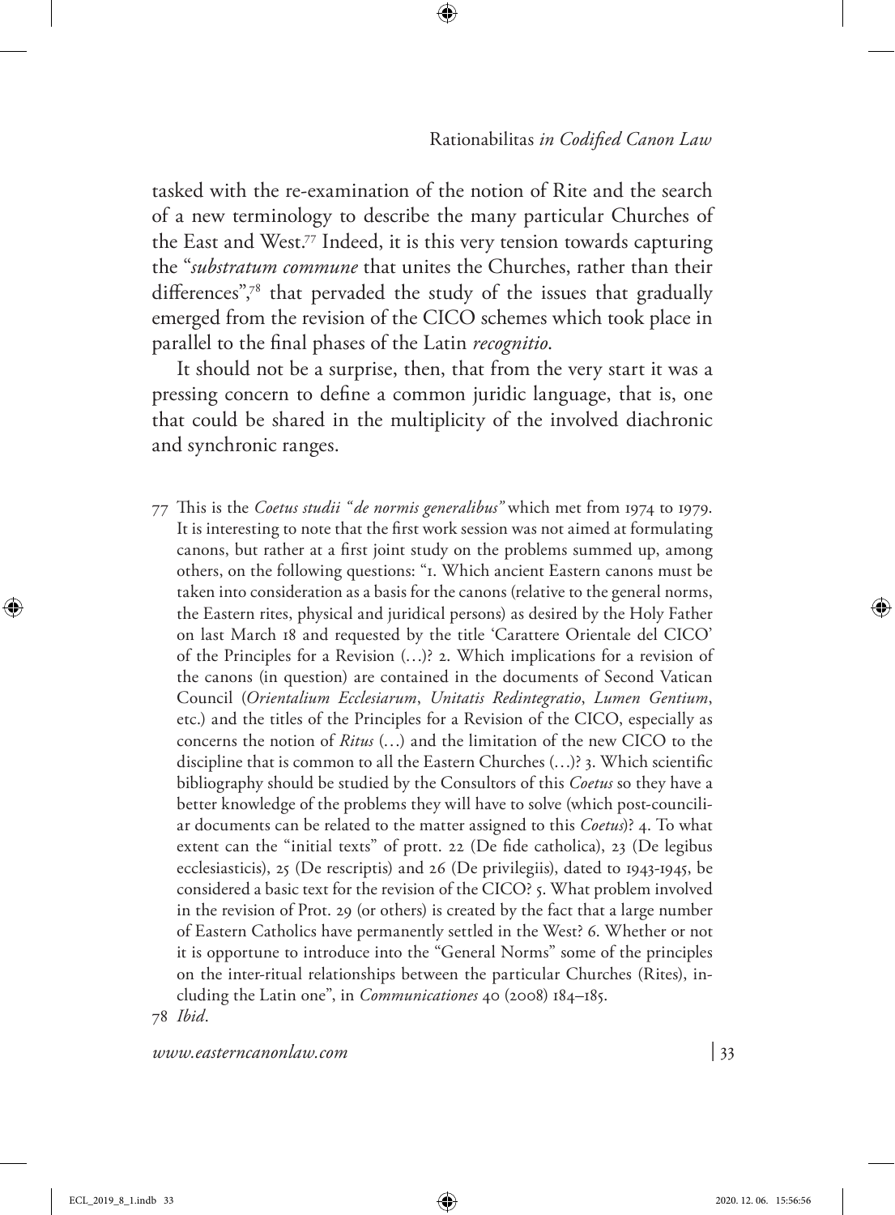tasked with the re-examination of the notion of Rite and the search of a new terminology to describe the many particular Churches of the East and West.[77] Indeed, it is this very tension towards capturing the "*substratum commune* that unites the Churches, rather than their differences",[78] that pervaded the study of the issues that gradually emerged from the revision of the CICO schemes which took place in parallel to the final phases of the Latin *recognitio*.

It should not be a surprise, then, that from the very start it was a pressing concern to define a common juridic language, that is, one that could be shared in the multiplicity of the involved diachronic and synchronic ranges.

77 This is the *Coetus studii "de normis generalibus"* which met from 1974 to 1979. It is interesting to note that the first work session was not aimed at formulating canons, but rather at a first joint study on the problems summed up, among others, on the following questions: "1. Which ancient Eastern canons must be taken into consideration as a basis for the canons (relative to the general norms, the Eastern rites, physical and juridical persons) as desired by the Holy Father on last March 18 and requested by the title 'Carattere Orientale del CICO' of the Principles for a Revision (…)? 2. Which implications for a revision of the canons (in question) are contained in the documents of Second Vatican Council (*Orientalium Ecclesiarum*, *Unitatis Redintegratio*, *Lumen Gentium*, etc.) and the titles of the Principles for a Revision of the CICO, especially as concerns the notion of *Ritus* (…) and the limitation of the new CICO to the discipline that is common to all the Eastern Churches (…)? 3. Which scientific bibliography should be studied by the Consultors of this *Coetus* so they have a better knowledge of the problems they will have to solve (which post-counciliar documents can be related to the matter assigned to this *Coetus*)? 4. To what extent can the "initial texts" of prott. 22 (De fide catholica), 23 (De legibus ecclesiasticis), 25 (De rescriptis) and 26 (De privilegiis), dated to 1943-1945, be considered a basic text for the revision of the CICO? 5. What problem involved in the revision of Prot. 29 (or others) is created by the fact that a large number of Eastern Catholics have permanently settled in the West? 6. Whether or not it is opportune to introduce into the "General Norms" some of the principles on the inter-ritual relationships between the particular Churches (Rites), including the Latin one", in *Communicationes* 40 (2008) 184–185.

78 *Ibid*.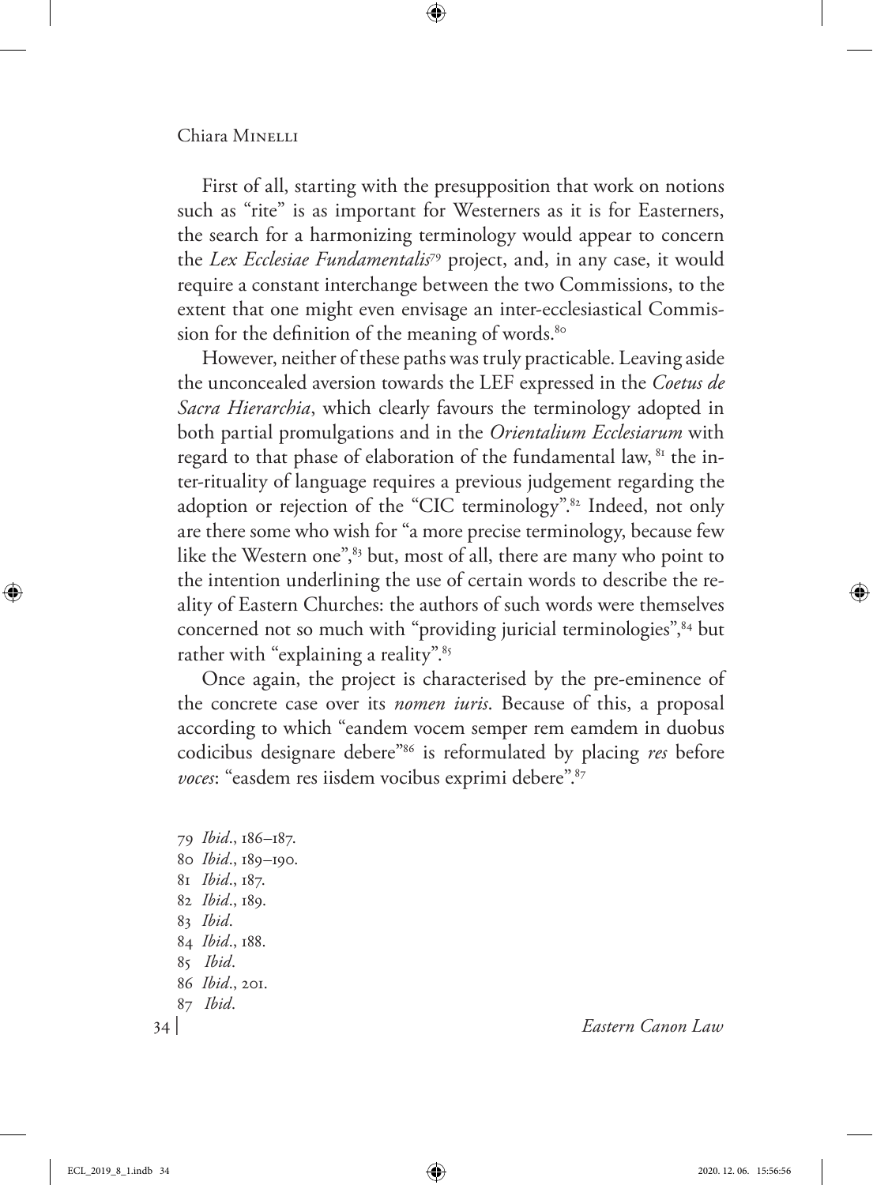First of all, starting with the presupposition that work on notions such as "rite" is as important for Westerners as it is for Easterners, the search for a harmonizing terminology would appear to concern the *Lex Ecclesiae Fundamentalis*[79] project, and, in any case, it would require a constant interchange between the two Commissions, to the extent that one might even envisage an inter-ecclesiastical Commission for the definition of the meaning of words.[80]

However, neither of these paths was truly practicable. Leaving aside the unconcealed aversion towards the LEF expressed in the *Coetus de Sacra Hierarchia*, which clearly favours the terminology adopted in both partial promulgations and in the *Orientalium Ecclesiarum* with regard to that phase of elaboration of the fundamental law,[81] the inter-rituality of language requires a previous judgement regarding the adoption or rejection of the "CIC terminology".[82] Indeed, not only are there some who wish for "a more precise terminology, because few like the Western one",[83] but, most of all, there are many who point to the intention underlining the use of certain words to describe the reality of Eastern Churches: the authors of such words were themselves concerned not so much with "providing juricial terminologies",[84] but rather with "explaining a reality".[85]

Once again, the project is characterised by the pre-eminence of the concrete case over its *nomen iuris*. Because of this, a proposal according to which "eandem vocem semper rem eamdem in duobus codicibus designare debere"[86] is reformulated by placing *res* before *voces*: "easdem res iisdem vocibus exprimi debere".[87]

79 *Ibid*., 186–187.
80 *Ibid*., 189–190.
81 *Ibid*., 187.
82 *Ibid*., 189.
83 *Ibid*.
84 *Ibid*., 188.
85 *Ibid*.
86 *Ibid*., 201.
87 *Ibid*.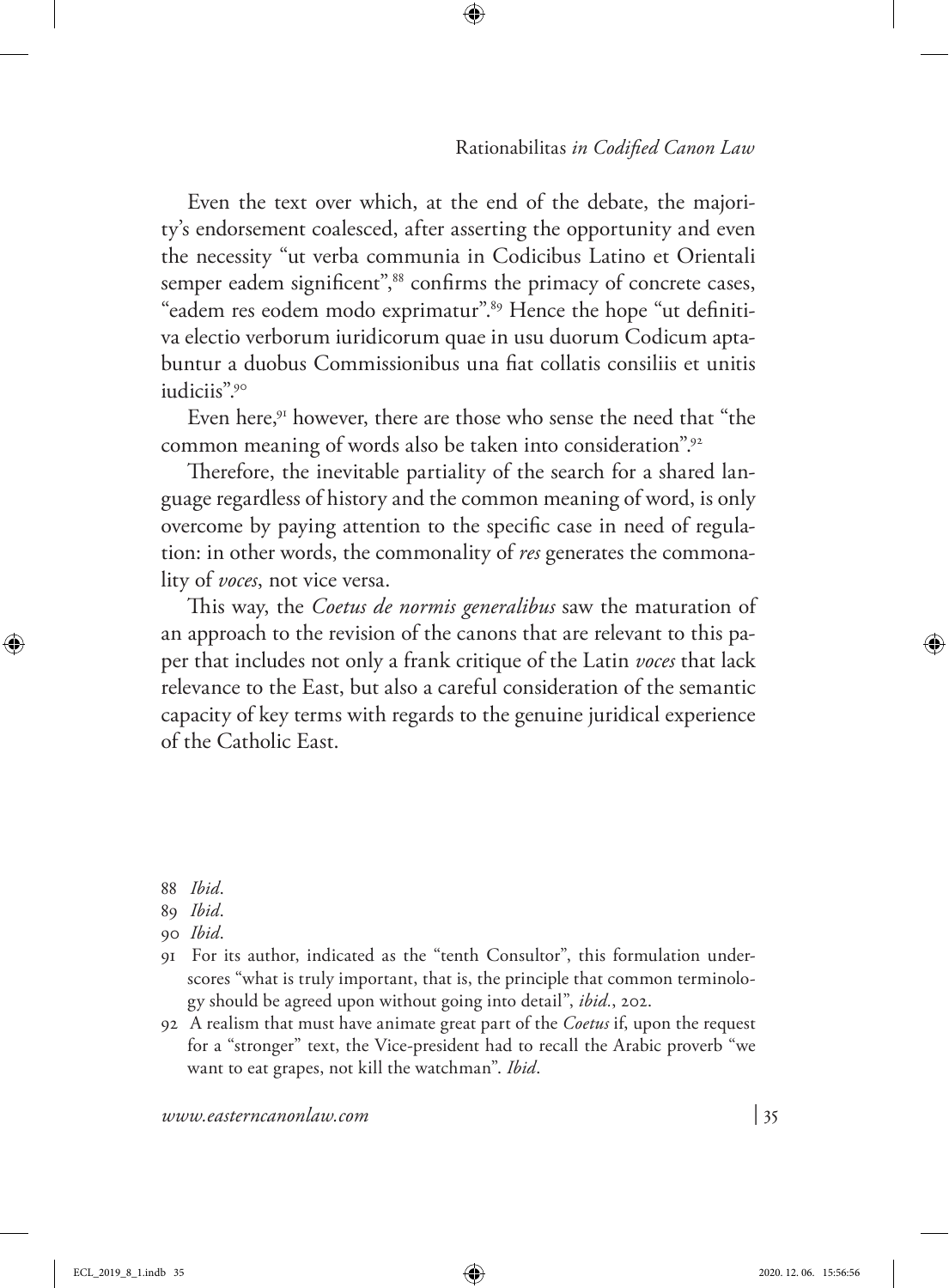Even the text over which, at the end of the debate, the majority's endorsement coalesced, after asserting the opportunity and even the necessity "ut verba communia in Codicibus Latino et Orientali semper eadem significent",[88] confirms the primacy of concrete cases, "eadem res eodem modo exprimatur".[89] Hence the hope "ut definitiva electio verborum iuridicorum quae in usu duorum Codicum aptabuntur a duobus Commissionibus una fiat collatis consiliis et unitis iudiciis".[90]

Even here,[91] however, there are those who sense the need that "the common meaning of words also be taken into consideration".[92]

Therefore, the inevitable partiality of the search for a shared language regardless of history and the common meaning of word, is only overcome by paying attention to the specific case in need of regulation: in other words, the commonality of *res* generates the commonality of *voces*, not vice versa.

This way, the *Coetus de normis generalibus* saw the maturation of an approach to the revision of the canons that are relevant to this paper that includes not only a frank critique of the Latin *voces* that lack relevance to the East, but also a careful consideration of the semantic capacity of key terms with regards to the genuine juridical experience of the Catholic East.

---

88 *Ibid*.

89 *Ibid*.

90 *Ibid*.

91 For its author, indicated as the "tenth Consultor", this formulation underscores "what is truly important, that is, the principle that common terminology should be agreed upon without going into detail", *ibid*., 202.

92 A realism that must have animate great part of the *Coetus* if, upon the request for a "stronger" text, the Vice-president had to recall the Arabic proverb "we want to eat grapes, not kill the watchman". *Ibid*.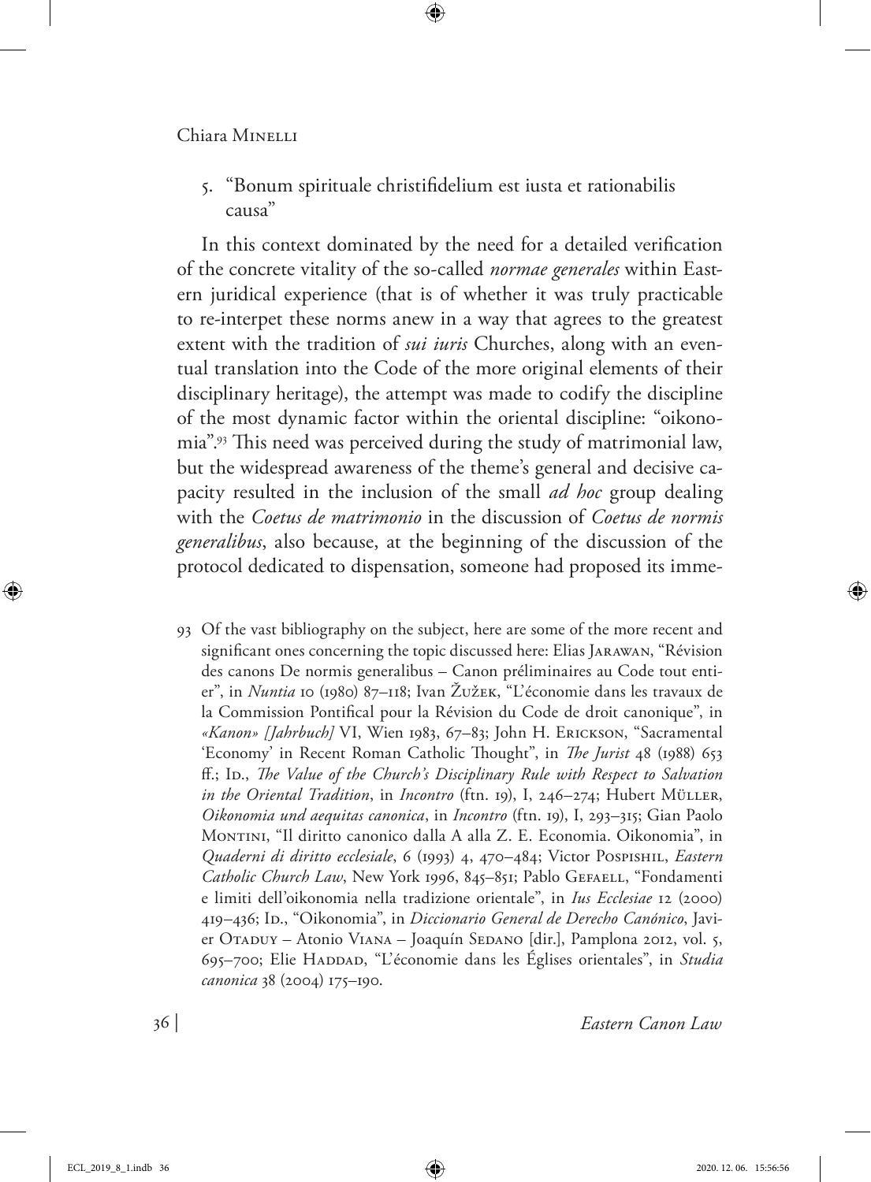## 5. "Bonum spirituale christifidelium est iusta et rationabilis causa"

In this context dominated by the need for a detailed verification of the concrete vitality of the so-called *normae generales* within Eastern juridical experience (that is of whether it was truly practicable to re-interpet these norms anew in a way that agrees to the greatest extent with the tradition of *sui iuris* Churches, along with an eventual translation into the Code of the more original elements of their disciplinary heritage), the attempt was made to codify the discipline of the most dynamic factor within the oriental discipline: "oikonomia".[93] This need was perceived during the study of matrimonial law, but the widespread awareness of the theme's general and decisive capacity resulted in the inclusion of the small *ad hoc* group dealing with the *Coetus de matrimonio* in the discussion of *Coetus de normis generalibus*, also because, at the beginning of the discussion of the protocol dedicated to dispensation, someone had proposed its imme-

93 Of the vast bibliography on the subject, here are some of the more recent and significant ones concerning the topic discussed here: Elias Jarawan, "Révision des canons De normis generalibus – Canon préliminaires au Code tout entier", in *Nuntia* 10 (1980) 87–118; Ivan Žužek, "L'économie dans les travaux de la Commission Pontifical pour la Révision du Code de droit canonique", in *«Kanon» [Jahrbuch]* VI, Wien 1983, 67–83; John H. Erickson, "Sacramental 'Economy' in Recent Roman Catholic Thought", in *The Jurist* 48 (1988) 653 ff.; Id., *The Value of the Church's Disciplinary Rule with Respect to Salvation in the Oriental Tradition*, in *Incontro* (ftn. 19), I, 246–274; Hubert Müller, *Oikonomia und aequitas canonica*, in *Incontro* (ftn. 19), I, 293–315; Gian Paolo Montini, "Il diritto canonico dalla A alla Z. E. Economia. Oikonomia", in *Quaderni di diritto ecclesiale*, 6 (1993) 4, 470–484; Victor Pospishil, *Eastern Catholic Church Law*, New York 1996, 845–851; Pablo Gefaell, "Fondamenti e limiti dell'oikonomia nella tradizione orientale", in *Ius Ecclesiae* 12 (2000) 419–436; Id., "Oikonomia", in *Diccionario General de Derecho Canónico*, Javier Otaduy – Atonio Viana – Joaquín Sedano [dir.], Pamplona 2012, vol. 5, 695–700; Elie Haddad, "L'économie dans les Églises orientales", in *Studia canonica* 38 (2004) 175–190.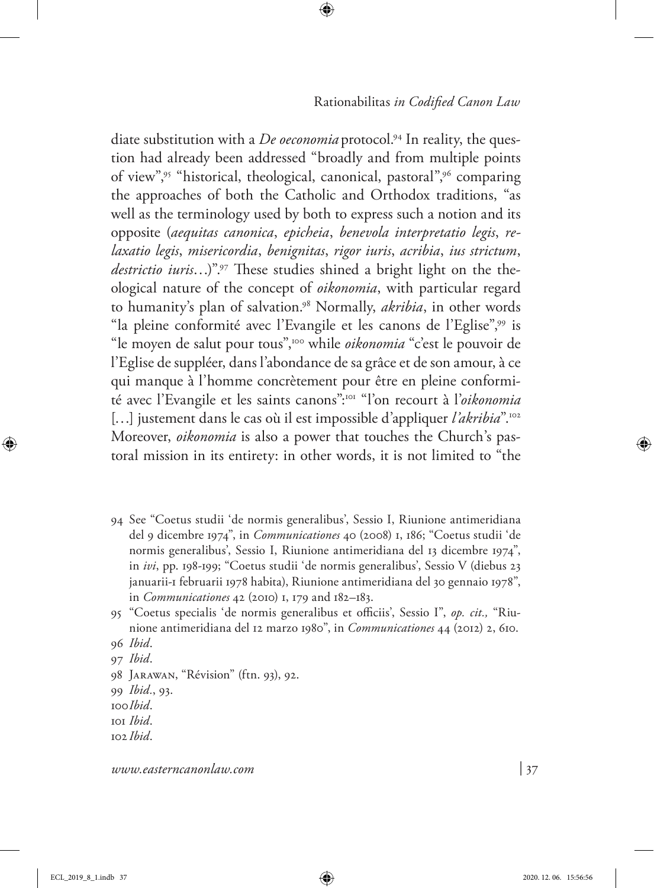diate substitution with a *De oeconomia* protocol.[94] In reality, the question had already been addressed "broadly and from multiple points of view",[95] "historical, theological, canonical, pastoral",[96] comparing the approaches of both the Catholic and Orthodox traditions, "as well as the terminology used by both to express such a notion and its opposite (*aequitas canonica*, *epicheia*, *benevola interpretatio legis*, *relaxatio legis*, *misericordia*, *benignitas*, *rigor iuris*, *acribia*, *ius strictum*, *destrictio iuris*…)".[97] These studies shined a bright light on the theological nature of the concept of *oikonomia*, with particular regard to humanity's plan of salvation.[98] Normally, *akribia*, in other words "la pleine conformité avec l'Evangile et les canons de l'Eglise",[99] is "le moyen de salut pour tous",[100] while *oikonomia* "c'est le pouvoir de l'Eglise de suppléer, dans l'abondance de sa grâce et de son amour, à ce qui manque à l'homme concrètement pour être en pleine conformité avec l'Evangile et les saints canons":[101] "l'on recourt à l'*oikonomia* […] justement dans le cas où il est impossible d'appliquer *l'akribia*".[102] Moreover, *oikonomia* is also a power that touches the Church's pastoral mission in its entirety: in other words, it is not limited to "the

94 See "Coetus studii 'de normis generalibus', Sessio I, Riunione antimeridiana del 9 dicembre 1974", in *Communicationes* 40 (2008) 1, 186; "Coetus studii 'de normis generalibus', Sessio I, Riunione antimeridiana del 13 dicembre 1974", in *ivi*, pp. 198-199; "Coetus studii 'de normis generalibus', Sessio V (diebus 23 januarii-1 februarii 1978 habita), Riunione antimeridiana del 30 gennaio 1978", in *Communicationes* 42 (2010) 1, 179 and 182–183.

95 "Coetus specialis 'de normis generalibus et officiis', Sessio I", *op. cit.,* "Riunione antimeridiana del 12 marzo 1980", in *Communicationes* 44 (2012) 2, 610.

96 *Ibid*.

97 *Ibid*.

98 Jarawan, "Révision" (ftn. 93), 92.

99 *Ibid*., 93.

100 *Ibid*.

101 *Ibid*.

102 *Ibid*.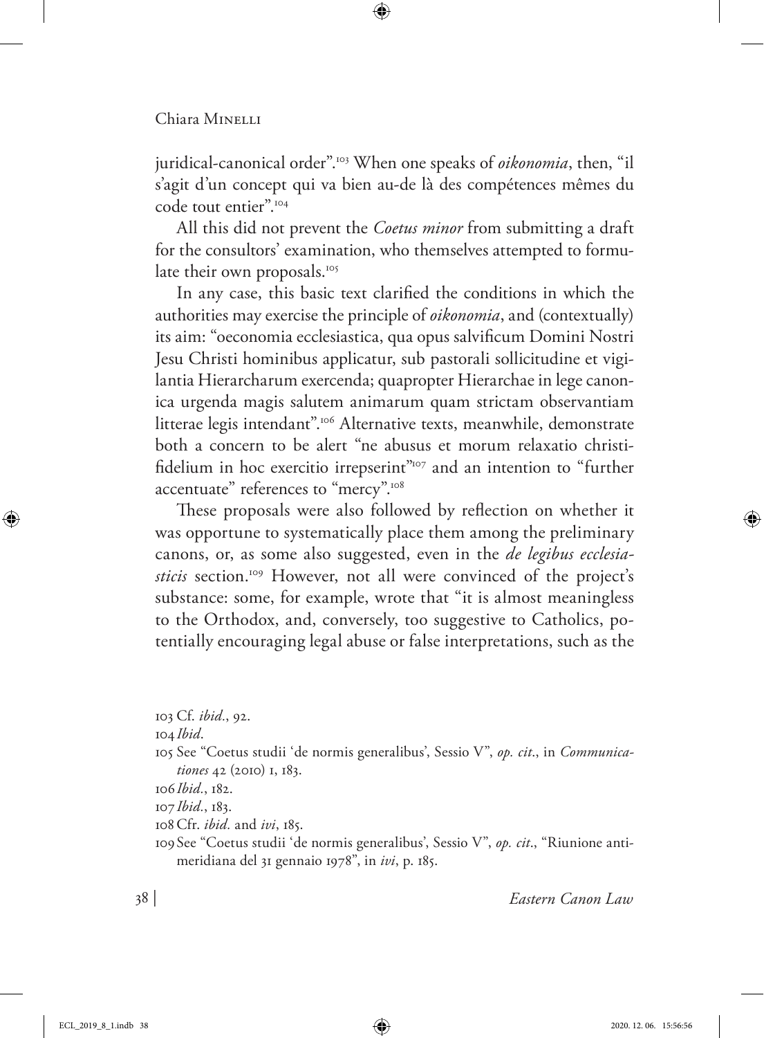juridical-canonical order".[103] When one speaks of *oikonomia*, then, "il s'agit d'un concept qui va bien au-de là des compétences mêmes du code tout entier".[104]

All this did not prevent the *Coetus minor* from submitting a draft for the consultors' examination, who themselves attempted to formulate their own proposals.[105]

In any case, this basic text clarified the conditions in which the authorities may exercise the principle of *oikonomia*, and (contextually) its aim: "oeconomia ecclesiastica, qua opus salvificum Domini Nostri Jesu Christi hominibus applicatur, sub pastorali sollicitudine et vigilantia Hierarcharum exercenda; quapropter Hierarchae in lege canonica urgenda magis salutem animarum quam strictam observantiam litterae legis intendant".[106] Alternative texts, meanwhile, demonstrate both a concern to be alert "ne abusus et morum relaxatio christifidelium in hoc exercitio irrepserint"[107] and an intention to "further accentuate" references to "mercy".[108]

These proposals were also followed by reflection on whether it was opportune to systematically place them among the preliminary canons, or, as some also suggested, even in the *de legibus ecclesiasticis* section.[109] However, not all were convinced of the project's substance: some, for example, wrote that "it is almost meaningless to the Orthodox, and, conversely, too suggestive to Catholics, potentially encouraging legal abuse or false interpretations, such as the

---

103 Cf. *ibid*., 92.

104 *Ibid*.

105 See "Coetus studii 'de normis generalibus', Sessio V", *op. cit*., in *Communicationes* 42 (2010) 1, 183.

106 *Ibid*., 182.

107 *Ibid*., 183.

108 Cfr. *ibid.* and *ivi*, 185.

109 See "Coetus studii 'de normis generalibus', Sessio V", *op. cit*., "Riunione antimeridiana del 31 gennaio 1978", in *ivi*, p. 185.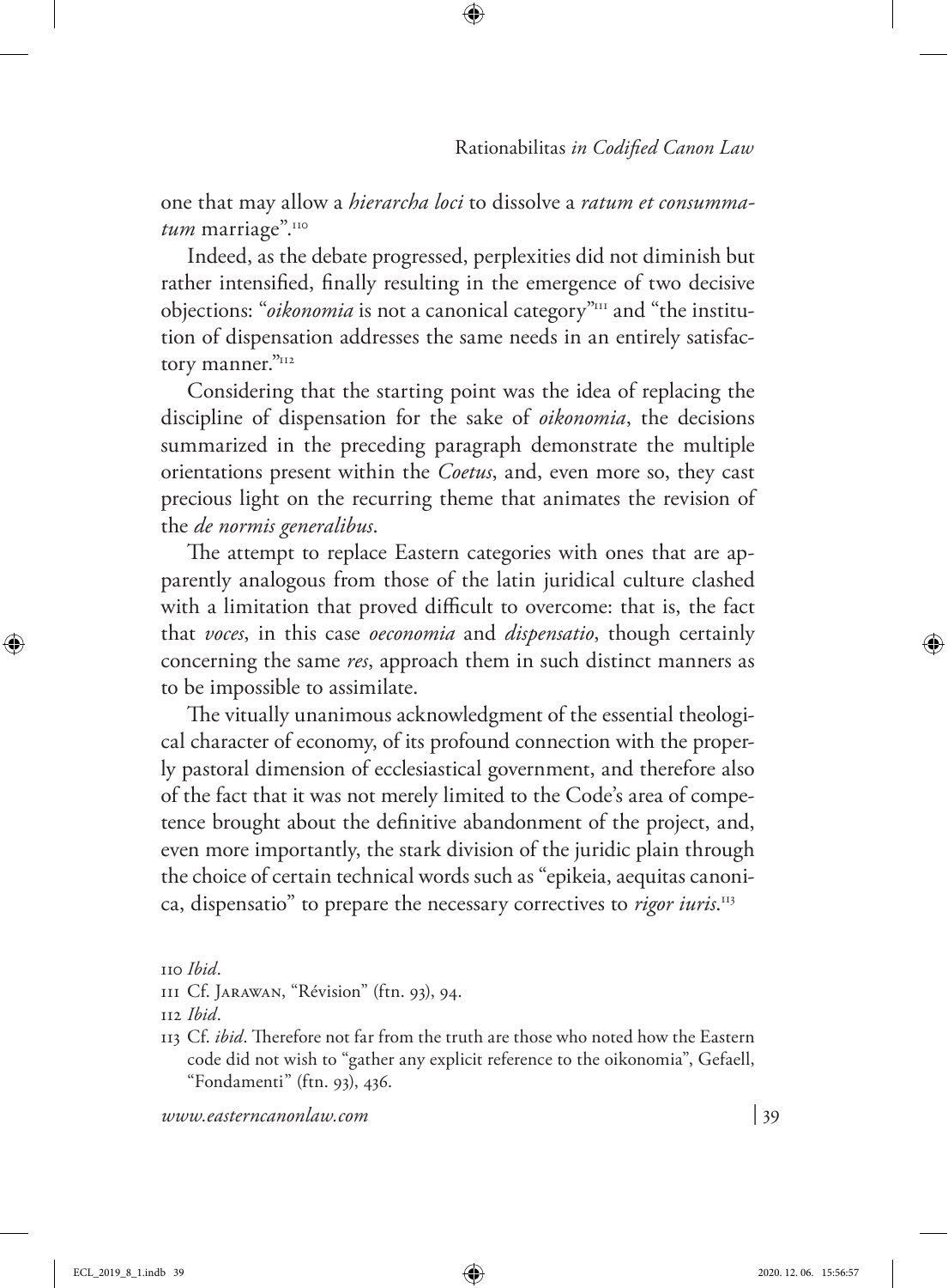one that may allow a *hierarcha loci* to dissolve a *ratum et consummatum* marriage".[110]

Indeed, as the debate progressed, perplexities did not diminish but rather intensified, finally resulting in the emergence of two decisive objections: "*oikonomia* is not a canonical category"[111] and "the institution of dispensation addresses the same needs in an entirely satisfactory manner."[112]

Considering that the starting point was the idea of replacing the discipline of dispensation for the sake of *oikonomia*, the decisions summarized in the preceding paragraph demonstrate the multiple orientations present within the *Coetus*, and, even more so, they cast precious light on the recurring theme that animates the revision of the *de normis generalibus*.

The attempt to replace Eastern categories with ones that are apparently analogous from those of the latin juridical culture clashed with a limitation that proved difficult to overcome: that is, the fact that *voces*, in this case *oeconomia* and *dispensatio*, though certainly concerning the same *res*, approach them in such distinct manners as to be impossible to assimilate.

The vitually unanimous acknowledgment of the essential theological character of economy, of its profound connection with the properly pastoral dimension of ecclesiastical government, and therefore also of the fact that it was not merely limited to the Code's area of competence brought about the definitive abandonment of the project, and, even more importantly, the stark division of the juridic plain through the choice of certain technical words such as "epikeia, aequitas canonica, dispensatio" to prepare the necessary correctives to *rigor iuris*.[113]

110 *Ibid*.

111 Cf. Jarawan, "Révision" (ftn. 93), 94.

112 *Ibid*.

113 Cf. *ibid*. Therefore not far from the truth are those who noted how the Eastern code did not wish to "gather any explicit reference to the oikonomia", Gefaell, "Fondamenti" (ftn. 93), 436.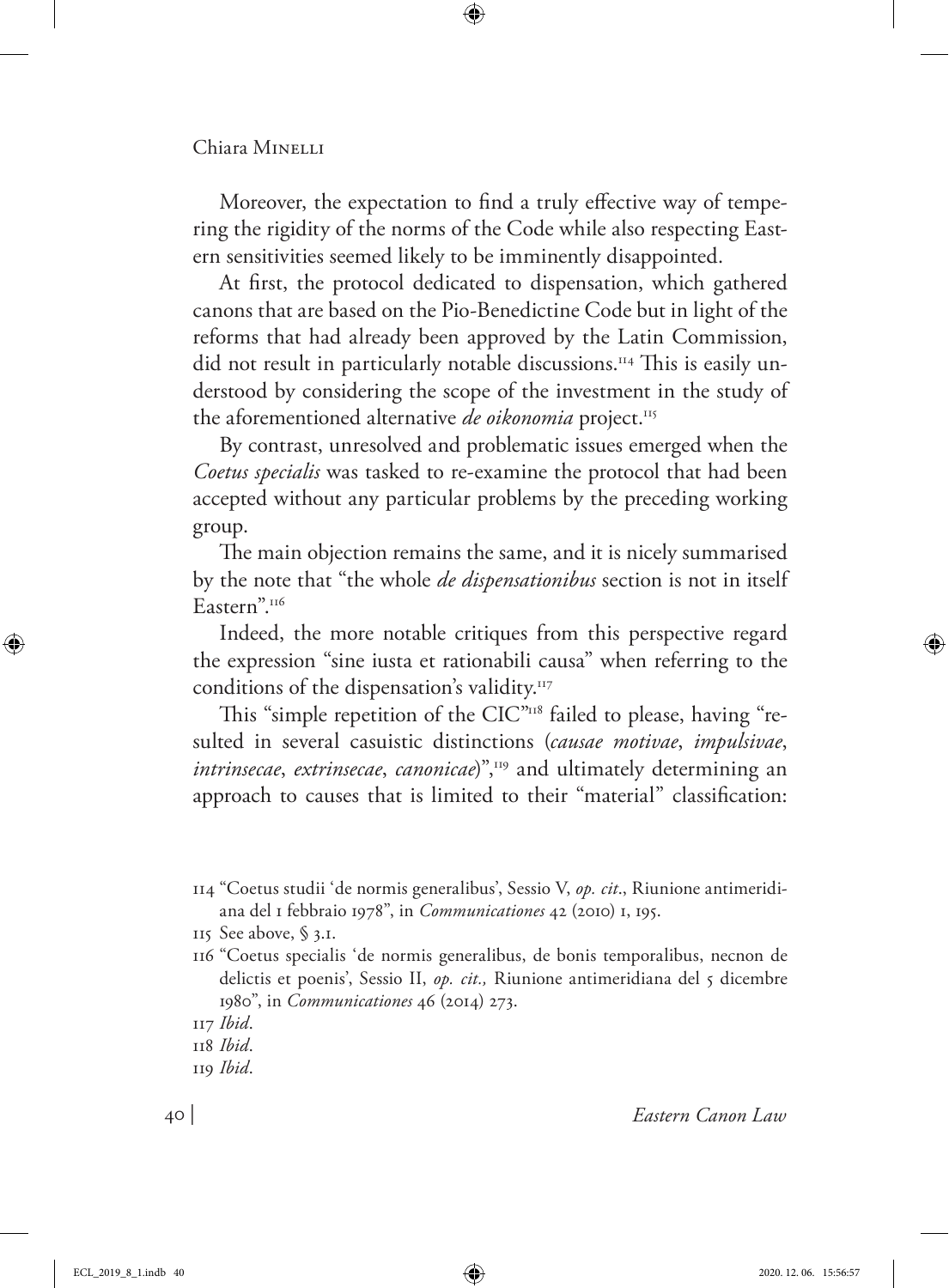Moreover, the expectation to find a truly effective way of tempering the rigidity of the norms of the Code while also respecting Eastern sensitivities seemed likely to be imminently disappointed.

At first, the protocol dedicated to dispensation, which gathered canons that are based on the Pio-Benedictine Code but in light of the reforms that had already been approved by the Latin Commission, did not result in particularly notable discussions.[114] This is easily understood by considering the scope of the investment in the study of the aforementioned alternative *de oikonomia* project.[115]

By contrast, unresolved and problematic issues emerged when the *Coetus specialis* was tasked to re-examine the protocol that had been accepted without any particular problems by the preceding working group.

The main objection remains the same, and it is nicely summarised by the note that "the whole *de dispensationibus* section is not in itself Eastern".[116]

Indeed, the more notable critiques from this perspective regard the expression "sine iusta et rationabili causa" when referring to the conditions of the dispensation's validity.[117]

This "simple repetition of the CIC"[118] failed to please, having "resulted in several casuistic distinctions (*causae motivae*, *impulsivae*, *intrinsecae*, *extrinsecae*, *canonicae*)",[119] and ultimately determining an approach to causes that is limited to their "material" classification:

---

114 "Coetus studii 'de normis generalibus', Sessio V, *op. cit*., Riunione antimeridiana del 1 febbraio 1978", in *Communicationes* 42 (2010) 1, 195.

115 See above, § 3.1.

116 "Coetus specialis 'de normis generalibus, de bonis temporalibus, necnon de delictis et poenis', Sessio II, *op. cit.,* Riunione antimeridiana del 5 dicembre 1980", in *Communicationes* 46 (2014) 273.

117 *Ibid*.

118 *Ibid*.

119 *Ibid*.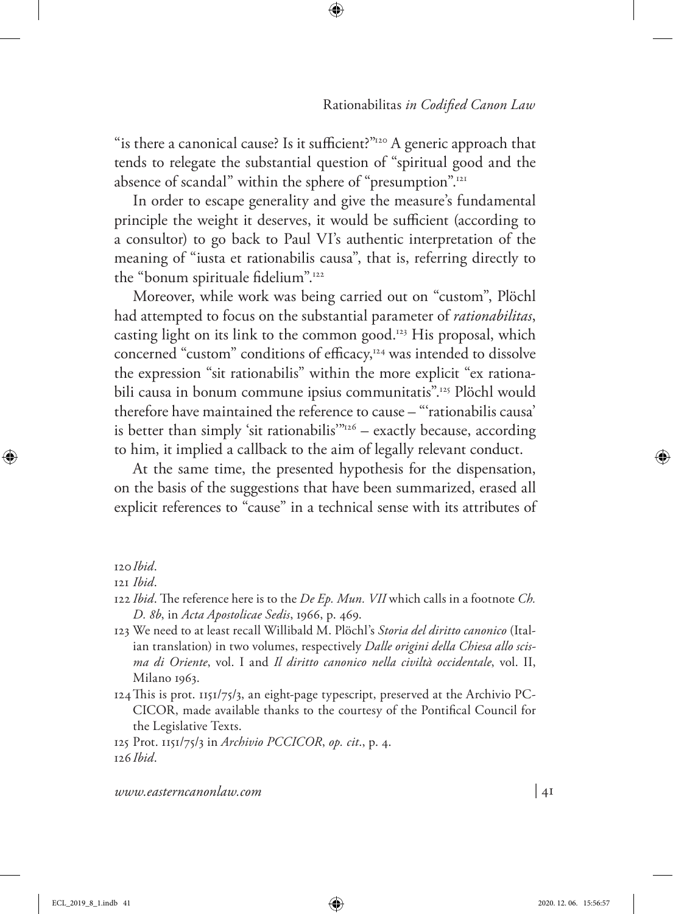"is there a canonical cause? Is it sufficient?"[120] A generic approach that tends to relegate the substantial question of "spiritual good and the absence of scandal" within the sphere of "presumption".[121]

In order to escape generality and give the measure's fundamental principle the weight it deserves, it would be sufficient (according to a consultor) to go back to Paul VI's authentic interpretation of the meaning of "iusta et rationabilis causa", that is, referring directly to the "bonum spirituale fidelium".[122]

Moreover, while work was being carried out on "custom", Plöchl had attempted to focus on the substantial parameter of *rationabilitas*, casting light on its link to the common good.[123] His proposal, which concerned "custom" conditions of efficacy,[124] was intended to dissolve the expression "sit rationabilis" within the more explicit "ex rationabili causa in bonum commune ipsius communitatis".[125] Plöchl would therefore have maintained the reference to cause – "'rationabilis causa' is better than simply 'sit rationabilis'"[126] – exactly because, according to him, it implied a callback to the aim of legally relevant conduct.

At the same time, the presented hypothesis for the dispensation, on the basis of the suggestions that have been summarized, erased all explicit references to "cause" in a technical sense with its attributes of

120 *Ibid*.

121 *Ibid*.

122 *Ibid*. The reference here is to the *De Ep. Mun. VII* which calls in a footnote *Ch. D. 8b*, in *Acta Apostolicae Sedis*, 1966, p. 469.

123 We need to at least recall Willibald M. Plöchl's *Storia del diritto canonico* (Italian translation) in two volumes, respectively *Dalle origini della Chiesa allo scisma di Oriente*, vol. I and *Il diritto canonico nella civiltà occidentale*, vol. II, Milano 1963.

124 This is prot. 1151/75/3, an eight-page typescript, preserved at the Archivio PCCICOR, made available thanks to the courtesy of the Pontifical Council for the Legislative Texts.

125 Prot. 1151/75/3 in *Archivio PCCICOR*, *op. cit*., p. 4.

126 *Ibid*.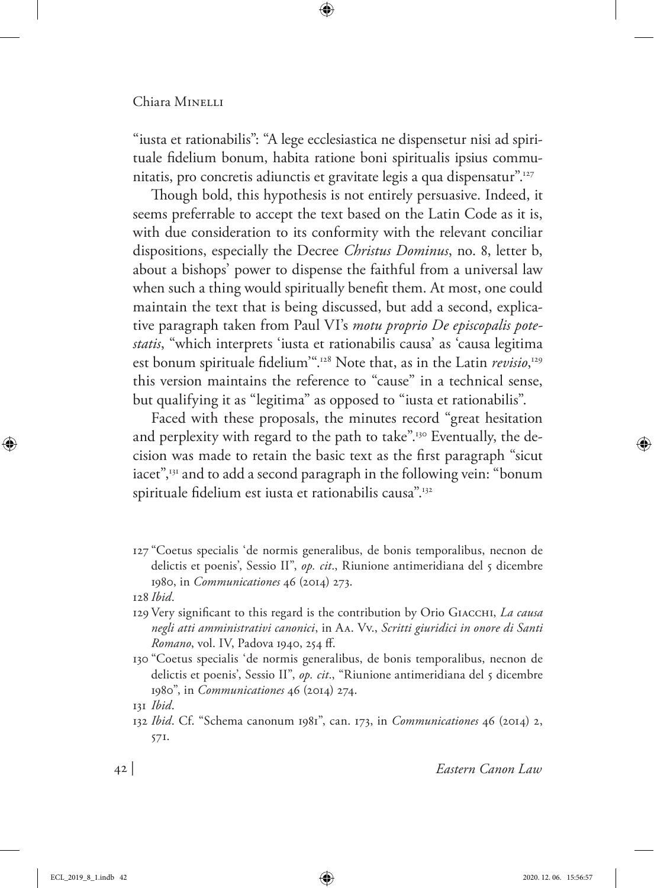"iusta et rationabilis": "A lege ecclesiastica ne dispensetur nisi ad spirituale fidelium bonum, habita ratione boni spiritualis ipsius communitatis, pro concretis adiunctis et gravitate legis a qua dispensatur".[127]

Though bold, this hypothesis is not entirely persuasive. Indeed, it seems preferrable to accept the text based on the Latin Code as it is, with due consideration to its conformity with the relevant conciliar dispositions, especially the Decree *Christus Dominus*, no. 8, letter b, about a bishops' power to dispense the faithful from a universal law when such a thing would spiritually benefit them. At most, one could maintain the text that is being discussed, but add a second, explicative paragraph taken from Paul VI's *motu proprio De episcopalis potestatis*, "which interprets 'iusta et rationabilis causa' as 'causa legitima est bonum spirituale fidelium'".[128] Note that, as in the Latin *revisio*,[129] this version maintains the reference to "cause" in a technical sense, but qualifying it as "legitima" as opposed to "iusta et rationabilis".

Faced with these proposals, the minutes record "great hesitation and perplexity with regard to the path to take".[130] Eventually, the decision was made to retain the basic text as the first paragraph "sicut iacet",[131] and to add a second paragraph in the following vein: "bonum spirituale fidelium est iusta et rationabilis causa".[132]

---

127 "Coetus specialis 'de normis generalibus, de bonis temporalibus, necnon de delictis et poenis', Sessio II", *op. cit*., Riunione antimeridiana del 5 dicembre 1980, in *Communicationes* 46 (2014) 273.

128 *Ibid*.

129 Very significant to this regard is the contribution by Orio Giacchi, *La causa negli atti amministrativi canonici*, in Aa. Vv., *Scritti giuridici in onore di Santi Romano*, vol. IV, Padova 1940, 254 ff.

130 "Coetus specialis 'de normis generalibus, de bonis temporalibus, necnon de delictis et poenis', Sessio II", *op. cit*., "Riunione antimeridiana del 5 dicembre 1980", in *Communicationes* 46 (2014) 274.

131 *Ibid*.

132 *Ibid*. Cf. "Schema canonum 1981", can. 173, in *Communicationes* 46 (2014) 2, 571.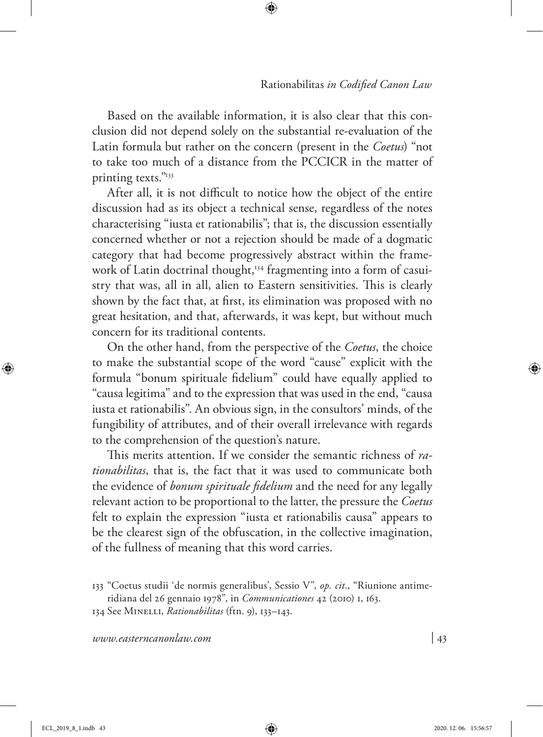Based on the available information, it is also clear that this conclusion did not depend solely on the substantial re-evaluation of the Latin formula but rather on the concern (present in the *Coetus*) "not to take too much of a distance from the PCCICR in the matter of printing texts."[133]

After all, it is not difficult to notice how the object of the entire discussion had as its object a technical sense, regardless of the notes characterising "iusta et rationabilis"; that is, the discussion essentially concerned whether or not a rejection should be made of a dogmatic category that had become progressively abstract within the framework of Latin doctrinal thought,[134] fragmenting into a form of casuistry that was, all in all, alien to Eastern sensitivities. This is clearly shown by the fact that, at first, its elimination was proposed with no great hesitation, and that, afterwards, it was kept, but without much concern for its traditional contents.

On the other hand, from the perspective of the *Coetus*, the choice to make the substantial scope of the word "cause" explicit with the formula "bonum spirituale fidelium" could have equally applied to "causa legitima" and to the expression that was used in the end, "causa iusta et rationabilis". An obvious sign, in the consultors' minds, of the fungibility of attributes, and of their overall irrelevance with regards to the comprehension of the question's nature.

This merits attention. If we consider the semantic richness of *rationabilitas*, that is, the fact that it was used to communicate both the evidence of *bonum spirituale fidelium* and the need for any legally relevant action to be proportional to the latter, the pressure the *Coetus* felt to explain the expression "iusta et rationabilis causa" appears to be the clearest sign of the obfuscation, in the collective imagination, of the fullness of meaning that this word carries.

133 "Coetus studii 'de normis generalibus', Sessio V", *op. cit*., "Riunione antimeridiana del 26 gennaio 1978", in *Communicationes* 42 (2010) 1, 163.

134 See Minelli, *Rationabilitas* (ftn. 9), 133–143.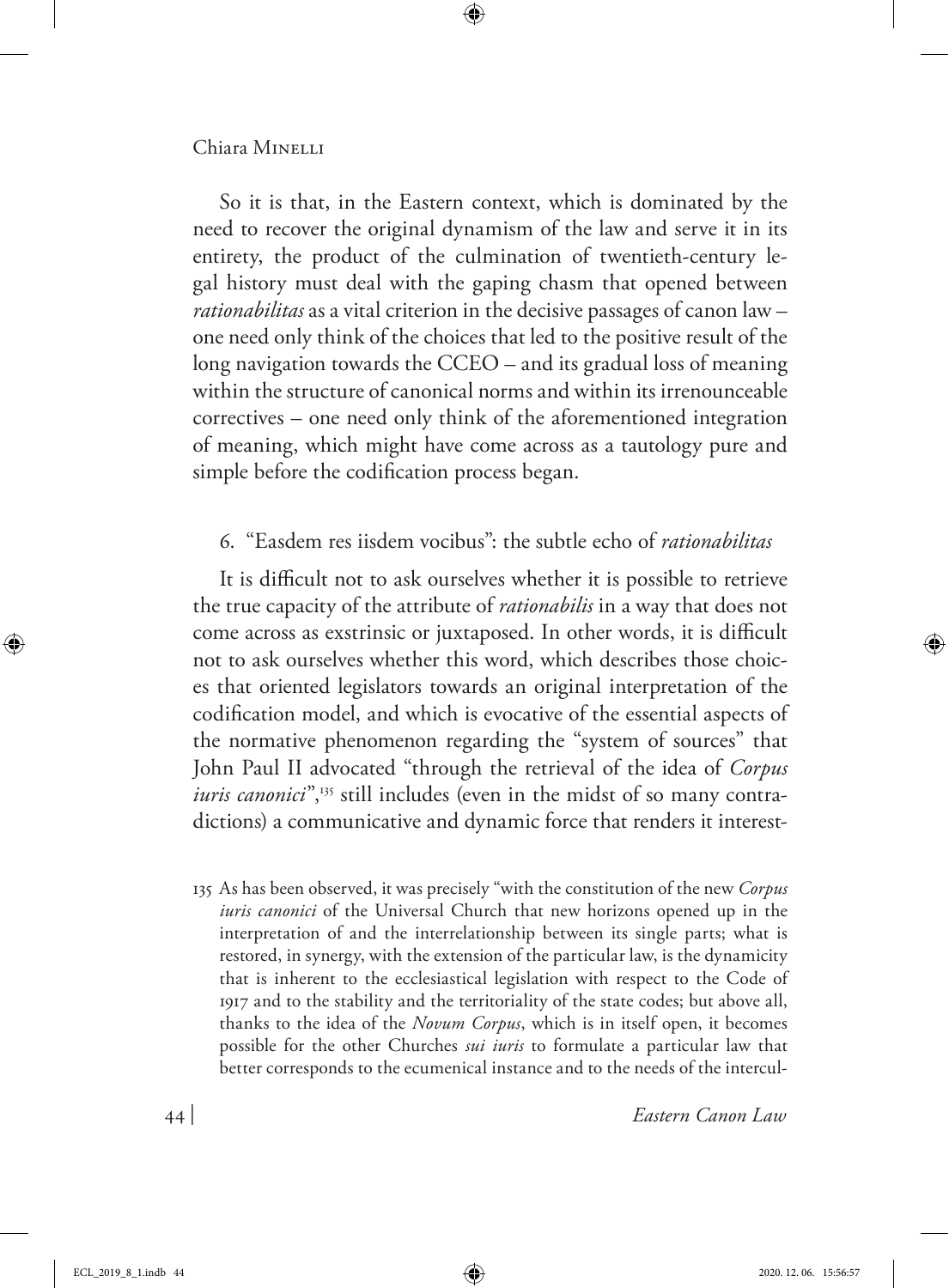So it is that, in the Eastern context, which is dominated by the need to recover the original dynamism of the law and serve it in its entirety, the product of the culmination of twentieth-century legal history must deal with the gaping chasm that opened between *rationabilitas* as a vital criterion in the decisive passages of canon law – one need only think of the choices that led to the positive result of the long navigation towards the CCEO – and its gradual loss of meaning within the structure of canonical norms and within its irrenounceable correctives – one need only think of the aforementioned integration of meaning, which might have come across as a tautology pure and simple before the codification process began.

## 6. "Easdem res iisdem vocibus": the subtle echo of *rationabilitas*

It is difficult not to ask ourselves whether it is possible to retrieve the true capacity of the attribute of *rationabilis* in a way that does not come across as exstrinsic or juxtaposed. In other words, it is difficult not to ask ourselves whether this word, which describes those choices that oriented legislators towards an original interpretation of the codification model, and which is evocative of the essential aspects of the normative phenomenon regarding the "system of sources" that John Paul II advocated "through the retrieval of the idea of *Corpus iuris canonici*",[135] still includes (even in the midst of so many contradictions) a communicative and dynamic force that renders it interest-

[135] As has been observed, it was precisely "with the constitution of the new *Corpus iuris canonici* of the Universal Church that new horizons opened up in the interpretation of and the interrelationship between its single parts; what is restored, in synergy, with the extension of the particular law, is the dynamicity that is inherent to the ecclesiastical legislation with respect to the Code of 1917 and to the stability and the territoriality of the state codes; but above all, thanks to the idea of the *Novum Corpus*, which is in itself open, it becomes possible for the other Churches *sui iuris* to formulate a particular law that better corresponds to the ecumenical instance and to the needs of the intercul-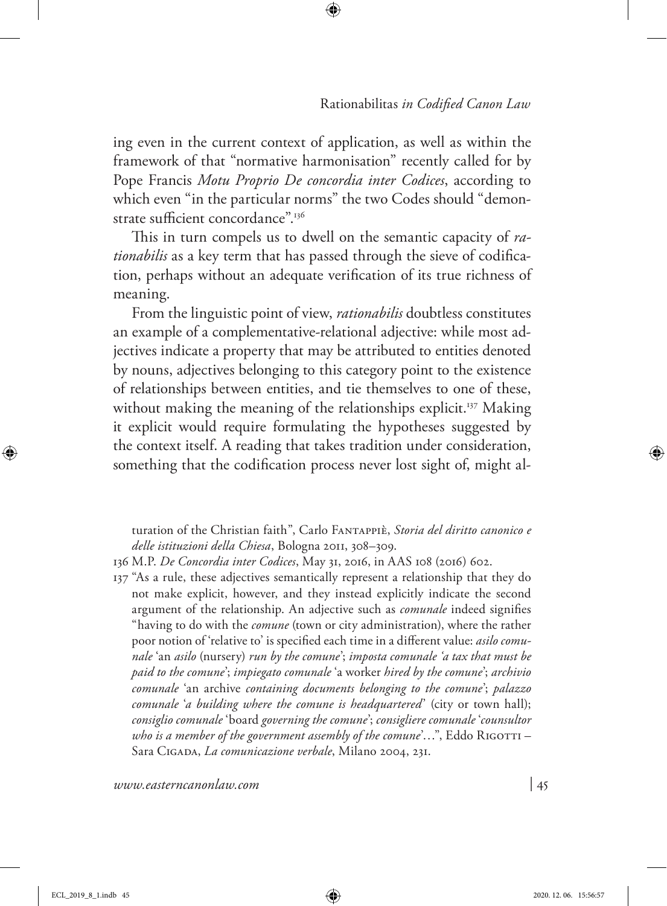ing even in the current context of application, as well as within the framework of that "normative harmonisation" recently called for by Pope Francis *Motu Proprio De concordia inter Codices*, according to which even "in the particular norms" the two Codes should "demonstrate sufficient concordance".[136]

This in turn compels us to dwell on the semantic capacity of *rationabilis* as a key term that has passed through the sieve of codification, perhaps without an adequate verification of its true richness of meaning.

From the linguistic point of view, *rationabilis* doubtless constitutes an example of a complementative-relational adjective: while most adjectives indicate a property that may be attributed to entities denoted by nouns, adjectives belonging to this category point to the existence of relationships between entities, and tie themselves to one of these, without making the meaning of the relationships explicit.[137] Making it explicit would require formulating the hypotheses suggested by the context itself. A reading that takes tradition under consideration, something that the codification process never lost sight of, might al-

---

turation of the Christian faith", Carlo Fantappiè, *Storia del diritto canonico e delle istituzioni della Chiesa*, Bologna 2011, 308–309.

136 M.P. *De Concordia inter Codices*, May 31, 2016, in AAS 108 (2016) 602.

137 "As a rule, these adjectives semantically represent a relationship that they do not make explicit, however, and they instead explicitly indicate the second argument of the relationship. An adjective such as *comunale* indeed signifies "having to do with the *comune* (town or city administration), where the rather poor notion of 'relative to' is specified each time in a different value: *asilo comunale* 'an *asilo* (nursery) *run by the comune*'; *imposta comunale 'a tax that must be paid to the comune*'; *impiegato comunale* 'a worker *hired by the comune*'; *archivio comunale* 'an archive *containing documents belonging to the comune*'; *palazzo comunale* '*a building where the comune is headquartered*' (city or town hall); *consiglio comunale* 'board *governing the comune*'; *consigliere comunale* '*counsultor who is a member of the government assembly of the comune*'…", Eddo Rigotti – Sara Cigada, *La comunicazione verbale*, Milano 2004, 231.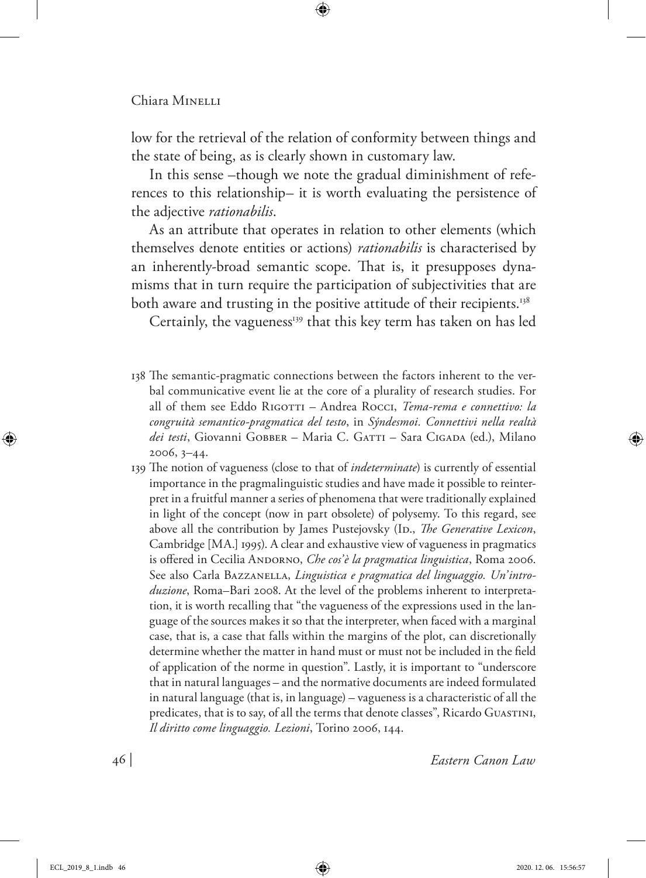low for the retrieval of the relation of conformity between things and the state of being, as is clearly shown in customary law.

In this sense –though we note the gradual diminishment of references to this relationship– it is worth evaluating the persistence of the adjective *rationabilis*.

As an attribute that operates in relation to other elements (which themselves denote entities or actions) *rationabilis* is characterised by an inherently-broad semantic scope. That is, it presupposes dynamisms that in turn require the participation of subjectivities that are both aware and trusting in the positive attitude of their recipients.[138]

Certainly, the vagueness[139] that this key term has taken on has led

---

138 The semantic-pragmatic connections between the factors inherent to the verbal communicative event lie at the core of a plurality of research studies. For all of them see Eddo Rigotti – Andrea Rocci, *Tema-rema e connettivo: la congruità semantico-pragmatica del testo*, in *Sýndesmoi. Connettivi nella realtà dei testi*, Giovanni Gobber – Maria C. Gatti – Sara Cigada (ed.), Milano 2006, 3–44.

139 The notion of vagueness (close to that of *indeterminate*) is currently of essential importance in the pragmalinguistic studies and have made it possible to reinterpret in a fruitful manner a series of phenomena that were traditionally explained in light of the concept (now in part obsolete) of polysemy. To this regard, see above all the contribution by James Pustejovsky (Id., *The Generative Lexicon*, Cambridge [MA.] 1995). A clear and exhaustive view of vagueness in pragmatics is offered in Cecilia Andorno, *Che cos'è la pragmatica linguistica*, Roma 2006. See also Carla Bazzanella, *Linguistica e pragmatica del linguaggio. Un'introduzione*, Roma–Bari 2008. At the level of the problems inherent to interpretation, it is worth recalling that "the vagueness of the expressions used in the language of the sources makes it so that the interpreter, when faced with a marginal case, that is, a case that falls within the margins of the plot, can discretionally determine whether the matter in hand must or must not be included in the field of application of the norme in question". Lastly, it is important to "underscore that in natural languages – and the normative documents are indeed formulated in natural language (that is, in language) – vagueness is a characteristic of all the predicates, that is to say, of all the terms that denote classes", Ricardo Guastini, *Il diritto come linguaggio. Lezioni*, Torino 2006, 144.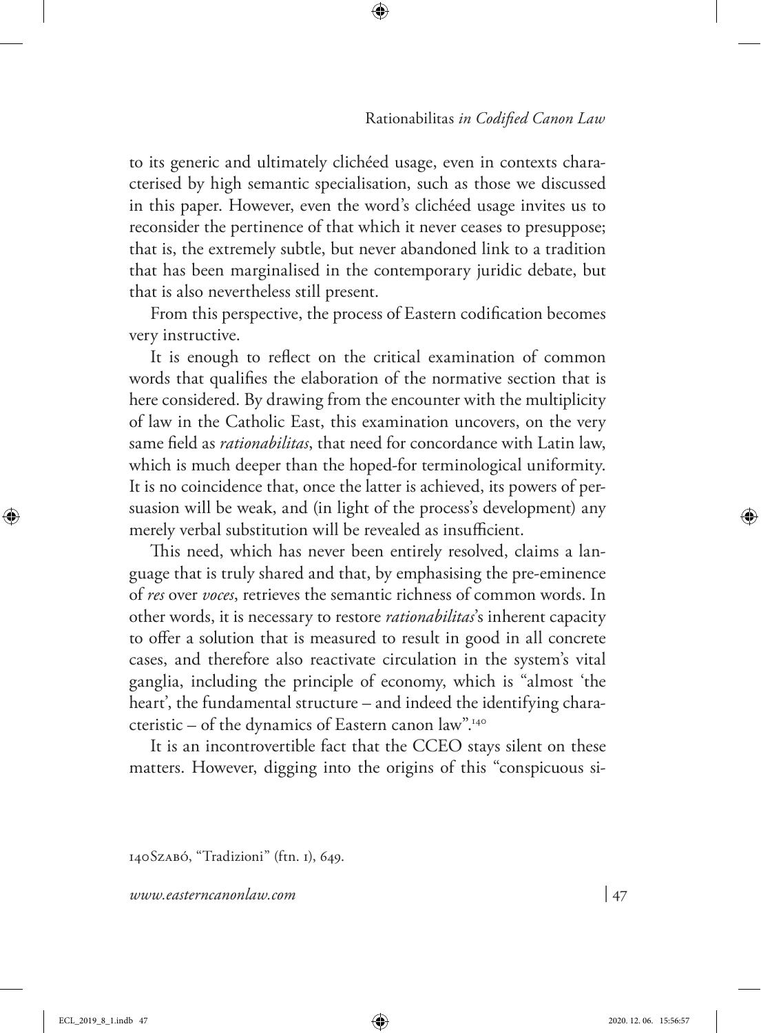to its generic and ultimately clichéed usage, even in contexts characterised by high semantic specialisation, such as those we discussed in this paper. However, even the word's clichéed usage invites us to reconsider the pertinence of that which it never ceases to presuppose; that is, the extremely subtle, but never abandoned link to a tradition that has been marginalised in the contemporary juridic debate, but that is also nevertheless still present.

From this perspective, the process of Eastern codification becomes very instructive.

It is enough to reflect on the critical examination of common words that qualifies the elaboration of the normative section that is here considered. By drawing from the encounter with the multiplicity of law in the Catholic East, this examination uncovers, on the very same field as *rationabilitas*, that need for concordance with Latin law, which is much deeper than the hoped-for terminological uniformity. It is no coincidence that, once the latter is achieved, its powers of persuasion will be weak, and (in light of the process's development) any merely verbal substitution will be revealed as insufficient.

This need, which has never been entirely resolved, claims a language that is truly shared and that, by emphasising the pre-eminence of *res* over *voces*, retrieves the semantic richness of common words. In other words, it is necessary to restore *rationabilitas*'s inherent capacity to offer a solution that is measured to result in good in all concrete cases, and therefore also reactivate circulation in the system's vital ganglia, including the principle of economy, which is "almost 'the heart', the fundamental structure – and indeed the identifying characteristic – of the dynamics of Eastern canon law".[140]

It is an incontrovertible fact that the CCEO stays silent on these matters. However, digging into the origins of this "conspicuous si-

140 Szabó, "Tradizioni" (ftn. 1), 649.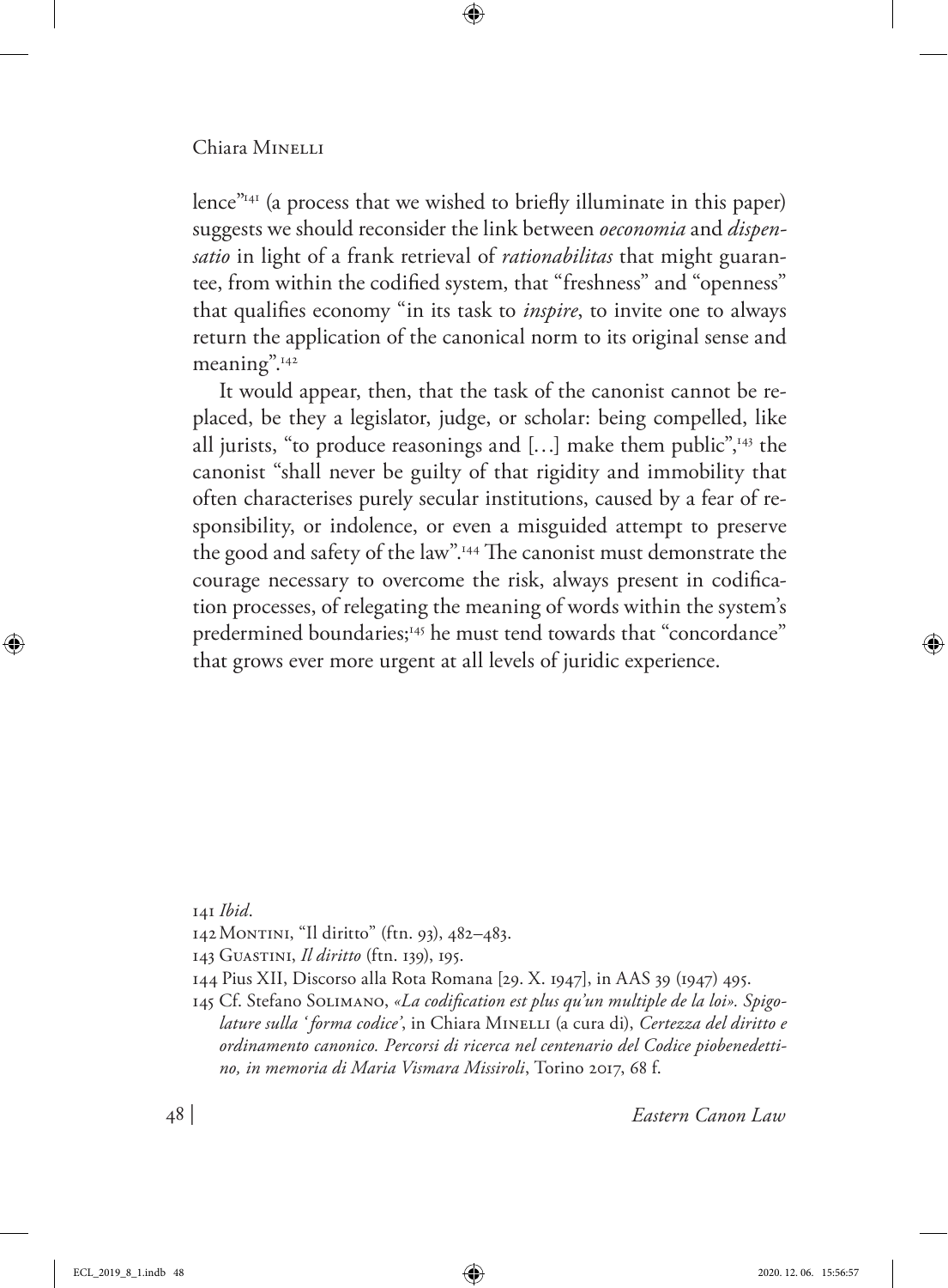lence"[141] (a process that we wished to briefly illuminate in this paper) suggests we should reconsider the link between *oeconomia* and *dispensatio* in light of a frank retrieval of *rationabilitas* that might guarantee, from within the codified system, that "freshness" and "openness" that qualifies economy "in its task to *inspire*, to invite one to always return the application of the canonical norm to its original sense and meaning".[142]

It would appear, then, that the task of the canonist cannot be replaced, be they a legislator, judge, or scholar: being compelled, like all jurists, "to produce reasonings and […] make them public",[143] the canonist "shall never be guilty of that rigidity and immobility that often characterises purely secular institutions, caused by a fear of responsibility, or indolence, or even a misguided attempt to preserve the good and safety of the law".[144] The canonist must demonstrate the courage necessary to overcome the risk, always present in codification processes, of relegating the meaning of words within the system's predermined boundaries;[145] he must tend towards that "concordance" that grows ever more urgent at all levels of juridic experience.

---

141 *Ibid*.

142 Montini, "Il diritto" (ftn. 93), 482–483.

143 Guastini, *Il diritto* (ftn. 139), 195.

144 Pius XII, Discorso alla Rota Romana [29. X. 1947], in AAS 39 (1947) 495.

145 Cf. Stefano Solimano, *«La codification est plus qu'un multiple de la loi». Spigolature sulla 'forma codice'*, in Chiara Minelli (a cura di), *Certezza del diritto e ordinamento canonico. Percorsi di ricerca nel centenario del Codice piobenedettino, in memoria di Maria Vismara Missiroli*, Torino 2017, 68 f.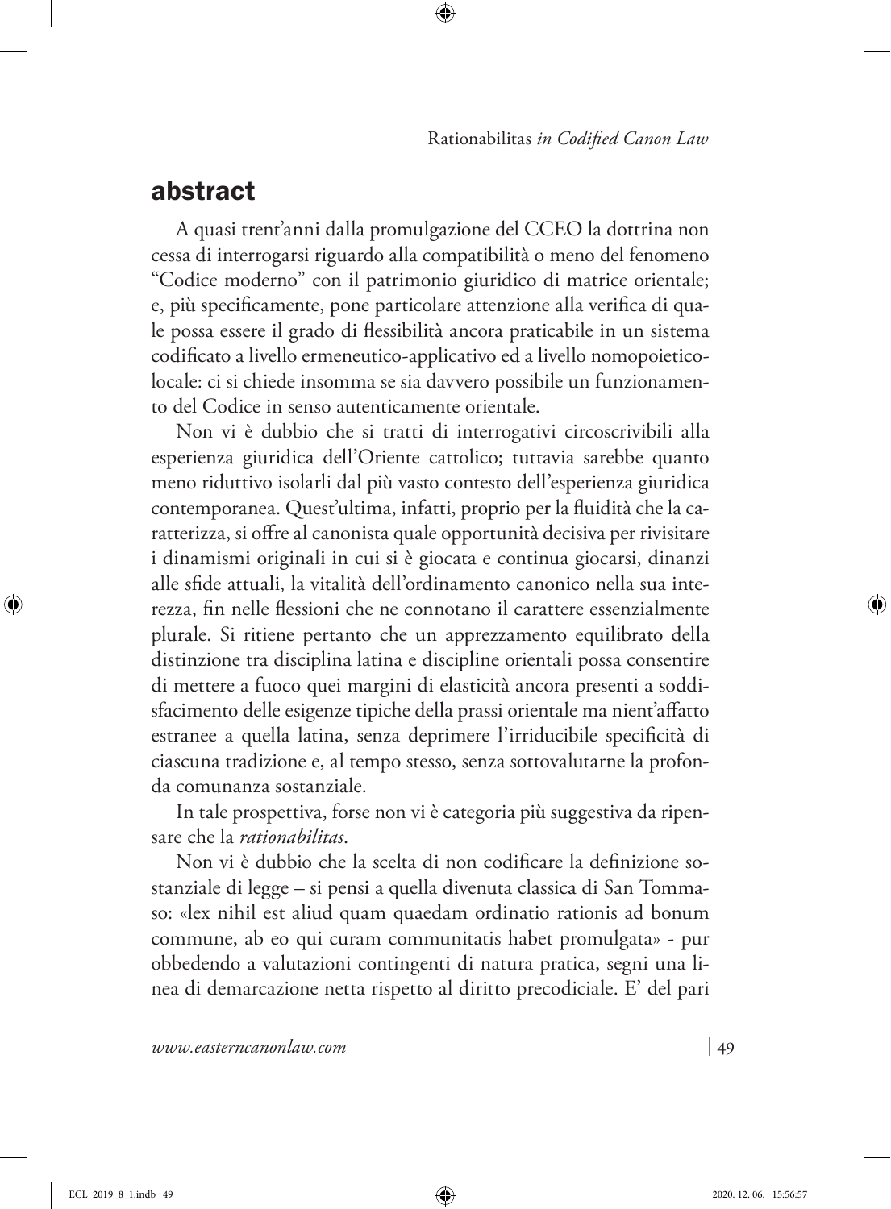## abstract

A quasi trent'anni dalla promulgazione del CCEO la dottrina non cessa di interrogarsi riguardo alla compatibilità o meno del fenomeno "Codice moderno" con il patrimonio giuridico di matrice orientale; e, più specificamente, pone particolare attenzione alla verifica di quale possa essere il grado di flessibilità ancora praticabile in un sistema codificato a livello ermeneutico-applicativo ed a livello nomopoietico-locale: ci si chiede insomma se sia davvero possibile un funzionamento del Codice in senso autenticamente orientale.

Non vi è dubbio che si tratti di interrogativi circoscrivibili alla esperienza giuridica dell'Oriente cattolico; tuttavia sarebbe quanto meno riduttivo isolarli dal più vasto contesto dell'esperienza giuridica contemporanea. Quest'ultima, infatti, proprio per la fluidità che la caratterizza, si offre al canonista quale opportunità decisiva per rivisitare i dinamismi originali in cui si è giocata e continua giocarsi, dinanzi alle sfide attuali, la vitalità dell'ordinamento canonico nella sua interezza, fin nelle flessioni che ne connotano il carattere essenzialmente plurale. Si ritiene pertanto che un apprezzamento equilibrato della distinzione tra disciplina latina e discipline orientali possa consentire di mettere a fuoco quei margini di elasticità ancora presenti a soddisfacimento delle esigenze tipiche della prassi orientale ma nient'affatto estranee a quella latina, senza deprimere l'irriducibile specificità di ciascuna tradizione e, al tempo stesso, senza sottovalutarne la profonda comunanza sostanziale.

In tale prospettiva, forse non vi è categoria più suggestiva da ripensare che la *rationabilitas*.

Non vi è dubbio che la scelta di non codificare la definizione sostanziale di legge – si pensi a quella divenuta classica di San Tommaso: «lex nihil est aliud quam quaedam ordinatio rationis ad bonum commune, ab eo qui curam communitatis habet promulgata» - pur obbedendo a valutazioni contingenti di natura pratica, segni una linea di demarcazione netta rispetto al diritto precodiciale. E' del pari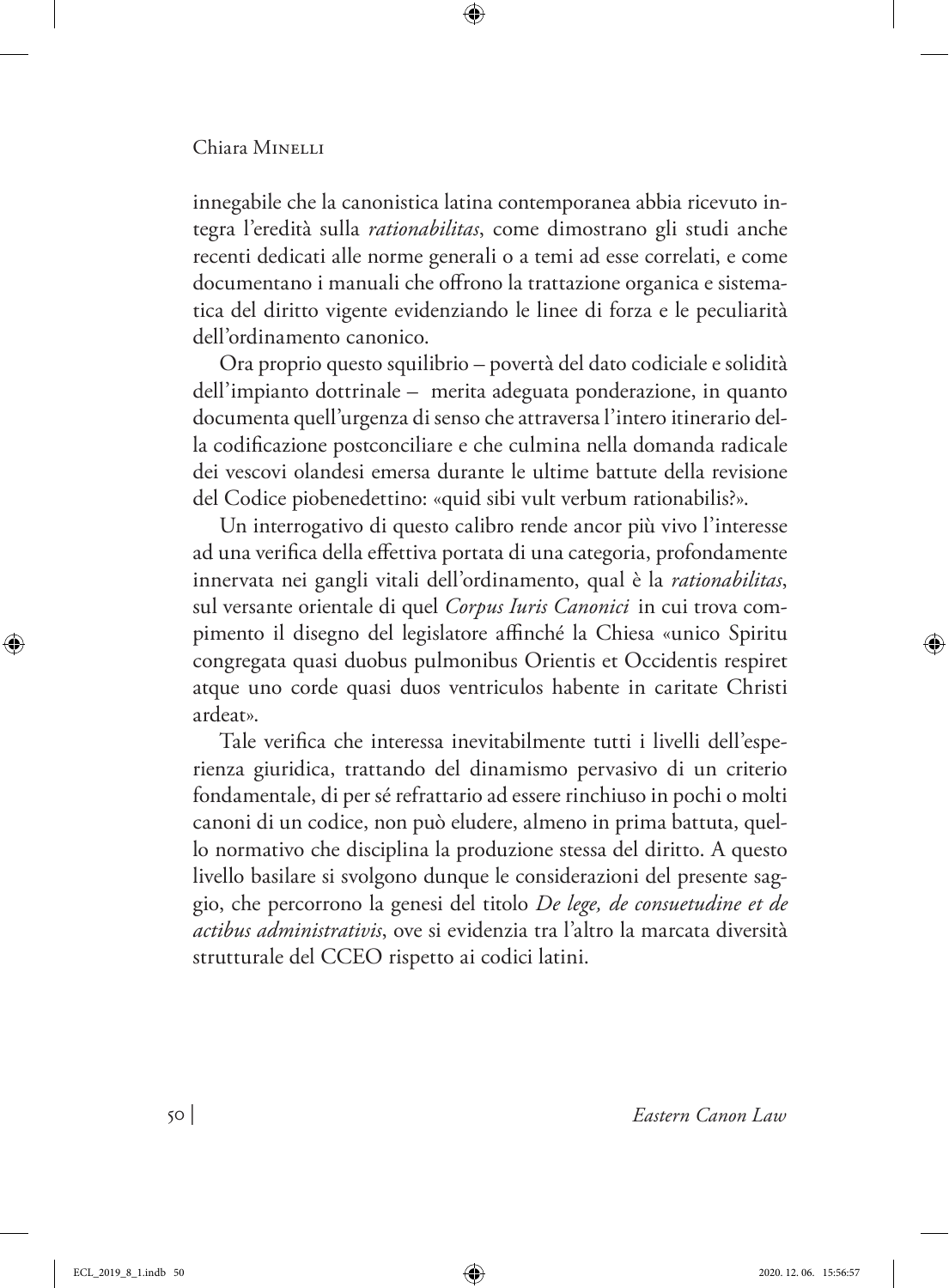innegabile che la canonistica latina contemporanea abbia ricevuto integra l'eredità sulla *rationabilitas*, come dimostrano gli studi anche recenti dedicati alle norme generali o a temi ad esse correlati, e come documentano i manuali che offrono la trattazione organica e sistematica del diritto vigente evidenziando le linee di forza e le peculiarità dell'ordinamento canonico.

Ora proprio questo squilibrio – povertà del dato codiciale e solidità dell'impianto dottrinale – merita adeguata ponderazione, in quanto documenta quell'urgenza di senso che attraversa l'intero itinerario della codificazione postconciliare e che culmina nella domanda radicale dei vescovi olandesi emersa durante le ultime battute della revisione del Codice piobenedettino: «quid sibi vult verbum rationabilis?».

Un interrogativo di questo calibro rende ancor più vivo l'interesse ad una verifica della effettiva portata di una categoria, profondamente innervata nei gangli vitali dell'ordinamento, qual è la *rationabilitas*, sul versante orientale di quel *Corpus Iuris Canonici* in cui trova compimento il disegno del legislatore affinché la Chiesa «unico Spiritu congregata quasi duobus pulmonibus Orientis et Occidentis respiret atque uno corde quasi duos ventriculos habente in caritate Christi ardeat».

Tale verifica che interessa inevitabilmente tutti i livelli dell'esperienza giuridica, trattando del dinamismo pervasivo di un criterio fondamentale, di per sé refrattario ad essere rinchiuso in pochi o molti canoni di un codice, non può eludere, almeno in prima battuta, quello normativo che disciplina la produzione stessa del diritto. A questo livello basilare si svolgono dunque le considerazioni del presente saggio, che percorrono la genesi del titolo *De lege, de consuetudine et de actibus administrativis*, ove si evidenzia tra l'altro la marcata diversità strutturale del CCEO rispetto ai codici latini.